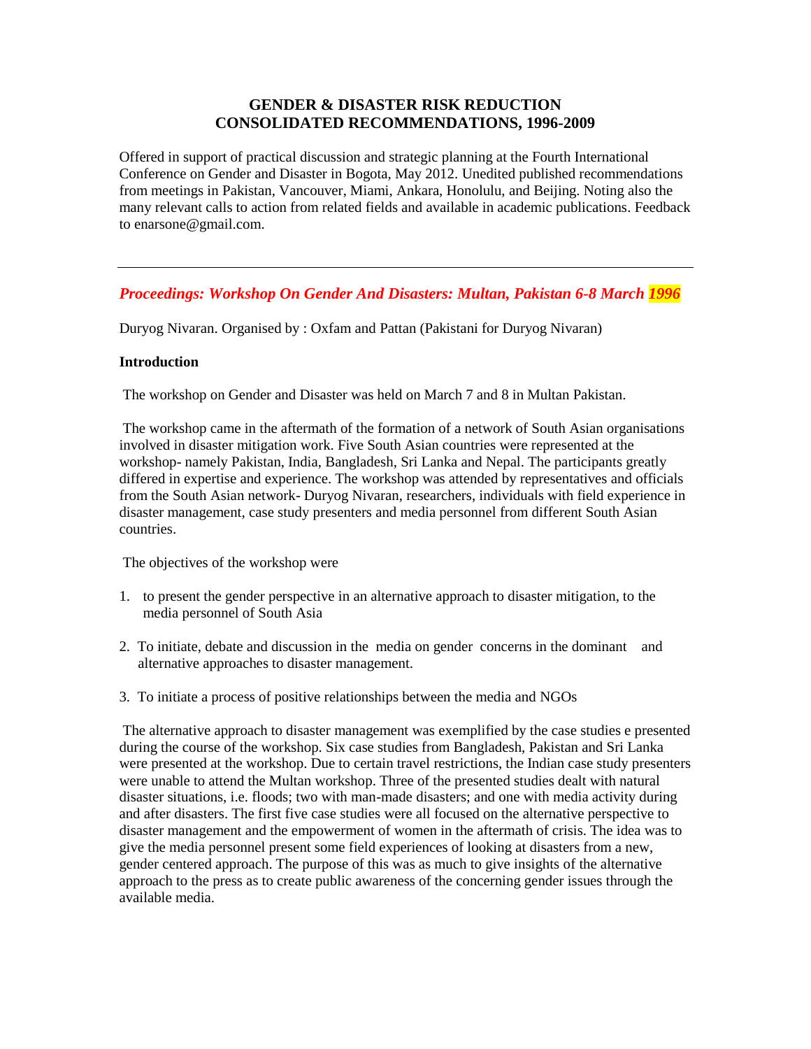# GENDER & DISASTER RISK REDUCTION
# CONSOLIDATED RECOMMENDATIONS, 1996-2009

Offered in support of practical discussion and strategic planning at the Fourth International Conference on Gender and Disaster in Bogota, May 2012. Unedited published recommendations from meetings in Pakistan, Vancouver, Miami, Ankara, Honolulu, and Beijing. Noting also the many relevant calls to action from related fields and available in academic publications. Feedback to enarsone@gmail.com.

---

## *Proceedings: Workshop On Gender And Disasters: Multan, Pakistan 6-8 March 1996*

Duryog Nivaran. Organised by : Oxfam and Pattan (Pakistani for Duryog Nivarani)

**Introduction**

The workshop on Gender and Disaster was held on March 7 and 8 in Multan Pakistan.

The workshop came in the aftermath of the formation of a network of South Asian organisations involved in disaster mitigation work. Five South Asian countries were represented at the workshop- namely Pakistan, India, Bangladesh, Sri Lanka and Nepal. The participants greatly differed in expertise and experience. The workshop was attended by representatives and officials from the South Asian network- Duryog Nivaran, researchers, individuals with field experience in disaster management, case study presenters and media personnel from different South Asian countries.

The objectives of the workshop were

1. to present the gender perspective in an alternative approach to disaster mitigation, to the media personnel of South Asia
2. To initiate, debate and discussion in the media on gender concerns in the dominant and alternative approaches to disaster management.
3. To initiate a process of positive relationships between the media and NGOs

The alternative approach to disaster management was exemplified by the case studies e presented during the course of the workshop. Six case studies from Bangladesh, Pakistan and Sri Lanka were presented at the workshop. Due to certain travel restrictions, the Indian case study presenters were unable to attend the Multan workshop. Three of the presented studies dealt with natural disaster situations, i.e. floods; two with man-made disasters; and one with media activity during and after disasters. The first five case studies were all focused on the alternative perspective to disaster management and the empowerment of women in the aftermath of crisis. The idea was to give the media personnel present some field experiences of looking at disasters from a new, gender centered approach. The purpose of this was as much to give insights of the alternative approach to the press as to create public awareness of the concerning gender issues through the available media.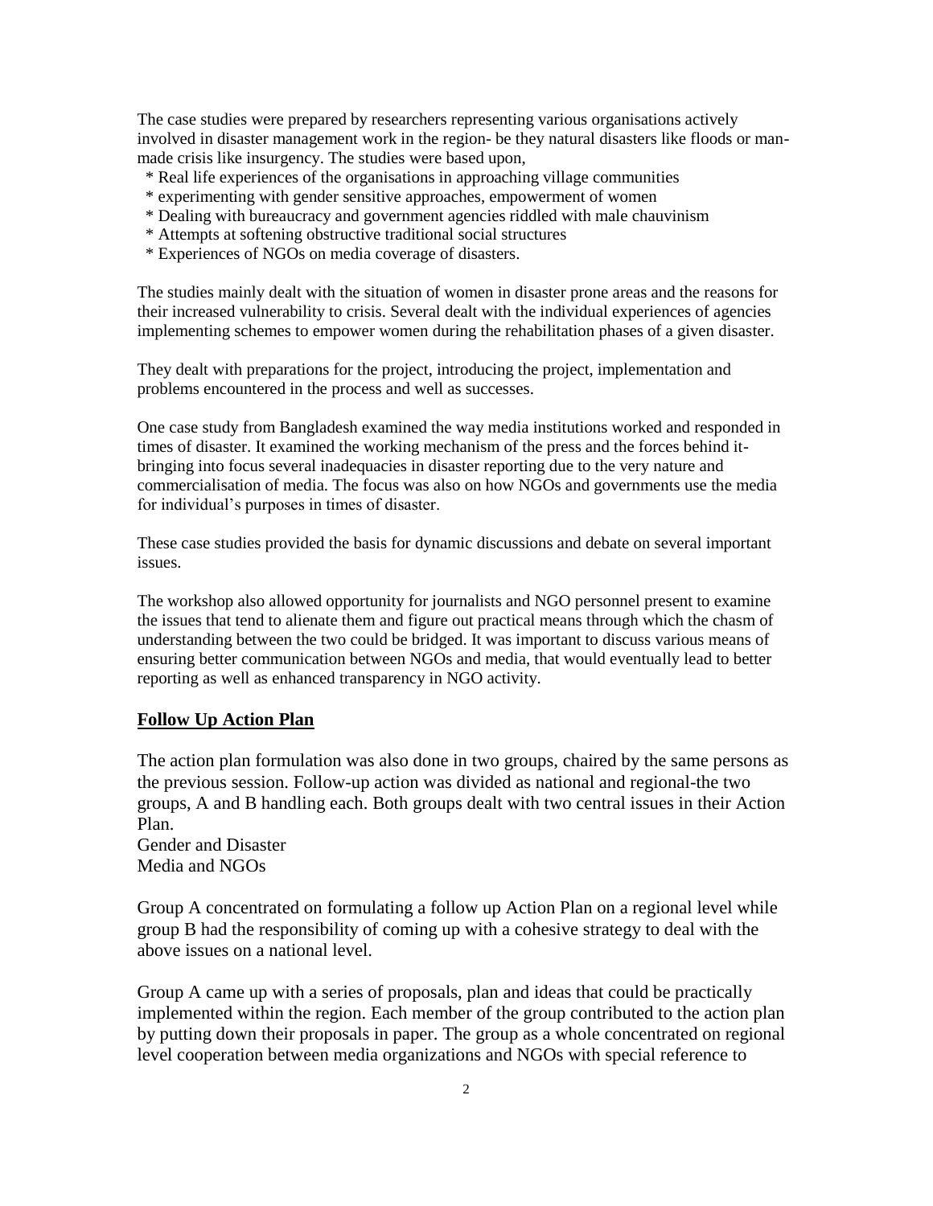The case studies were prepared by researchers representing various organisations actively involved in disaster management work in the region- be they natural disasters like floods or man-made crisis like insurgency. The studies were based upon,

* Real life experiences of the organisations in approaching village communities
* experimenting with gender sensitive approaches, empowerment of women
* Dealing with bureaucracy and government agencies riddled with male chauvinism
* Attempts at softening obstructive traditional social structures
* Experiences of NGOs on media coverage of disasters.

The studies mainly dealt with the situation of women in disaster prone areas and the reasons for their increased vulnerability to crisis. Several dealt with the individual experiences of agencies implementing schemes to empower women during the rehabilitation phases of a given disaster.

They dealt with preparations for the project, introducing the project, implementation and problems encountered in the process and well as successes.

One case study from Bangladesh examined the way media institutions worked and responded in times of disaster. It examined the working mechanism of the press and the forces behind it- bringing into focus several inadequacies in disaster reporting due to the very nature and commercialisation of media. The focus was also on how NGOs and governments use the media for individual's purposes in times of disaster.

These case studies provided the basis for dynamic discussions and debate on several important issues.

The workshop also allowed opportunity for journalists and NGO personnel present to examine the issues that tend to alienate them and figure out practical means through which the chasm of understanding between the two could be bridged. It was important to discuss various means of ensuring better communication between NGOs and media, that would eventually lead to better reporting as well as enhanced transparency in NGO activity.

## Follow Up Action Plan

The action plan formulation was also done in two groups, chaired by the same persons as the previous session. Follow-up action was divided as national and regional-the two groups, A and B handling each. Both groups dealt with two central issues in their Action Plan.
Gender and Disaster
Media and NGOs

Group A concentrated on formulating a follow up Action Plan on a regional level while group B had the responsibility of coming up with a cohesive strategy to deal with the above issues on a national level.

Group A came up with a series of proposals, plan and ideas that could be practically implemented within the region. Each member of the group contributed to the action plan by putting down their proposals in paper. The group as a whole concentrated on regional level cooperation between media organizations and NGOs with special reference to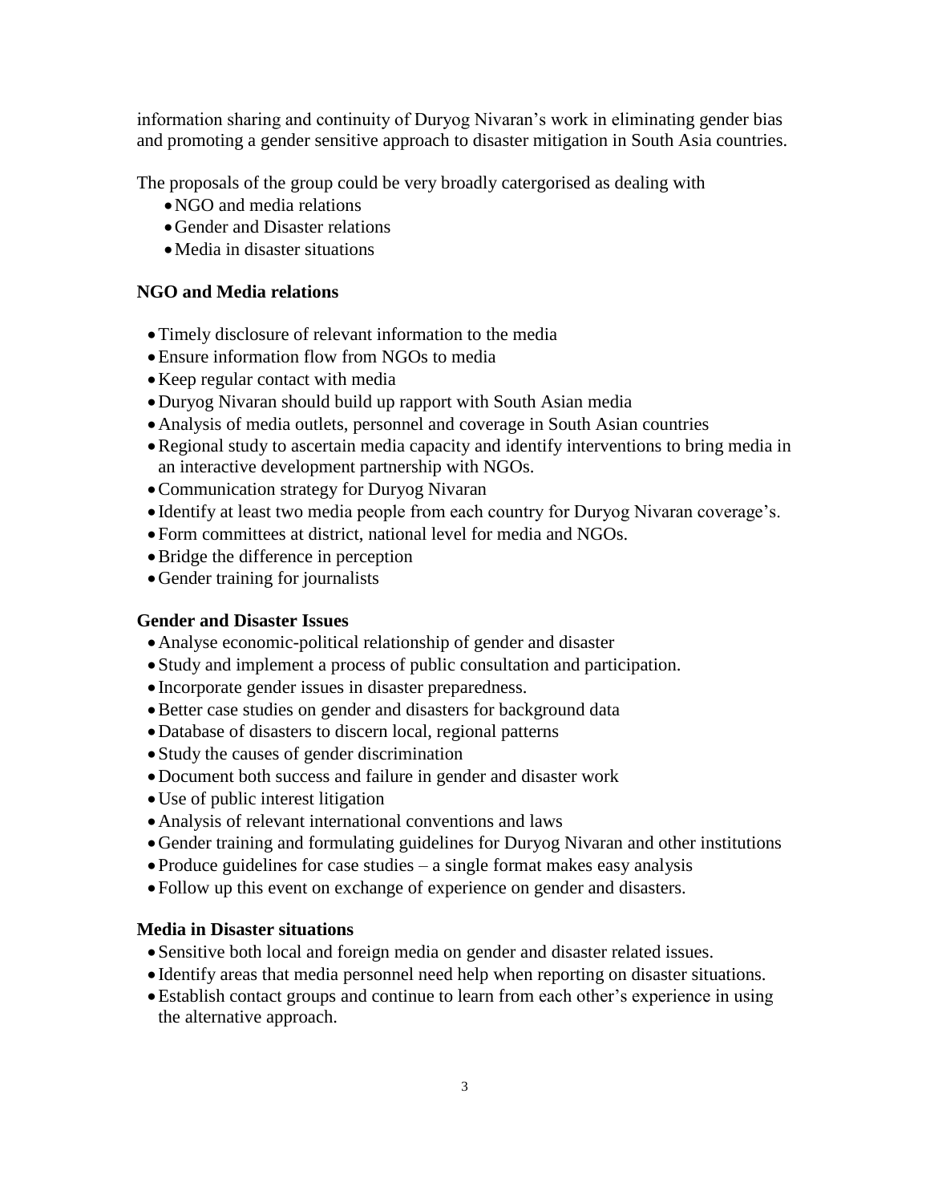information sharing and continuity of Duryog Nivaran's work in eliminating gender bias and promoting a gender sensitive approach to disaster mitigation in South Asia countries.

The proposals of the group could be very broadly catergorised as dealing with

- NGO and media relations
- Gender and Disaster relations
- Media in disaster situations

**NGO and Media relations**

- Timely disclosure of relevant information to the media
- Ensure information flow from NGOs to media
- Keep regular contact with media
- Duryog Nivaran should build up rapport with South Asian media
- Analysis of media outlets, personnel and coverage in South Asian countries
- Regional study to ascertain media capacity and identify interventions to bring media in an interactive development partnership with NGOs.
- Communication strategy for Duryog Nivaran
- Identify at least two media people from each country for Duryog Nivaran coverage's.
- Form committees at district, national level for media and NGOs.
- Bridge the difference in perception
- Gender training for journalists

**Gender and Disaster Issues**

- Analyse economic-political relationship of gender and disaster
- Study and implement a process of public consultation and participation.
- Incorporate gender issues in disaster preparedness.
- Better case studies on gender and disasters for background data
- Database of disasters to discern local, regional patterns
- Study the causes of gender discrimination
- Document both success and failure in gender and disaster work
- Use of public interest litigation
- Analysis of relevant international conventions and laws
- Gender training and formulating guidelines for Duryog Nivaran and other institutions
- Produce guidelines for case studies – a single format makes easy analysis
- Follow up this event on exchange of experience on gender and disasters.

**Media in Disaster situations**

- Sensitive both local and foreign media on gender and disaster related issues.
- Identify areas that media personnel need help when reporting on disaster situations.
- Establish contact groups and continue to learn from each other's experience in using the alternative approach.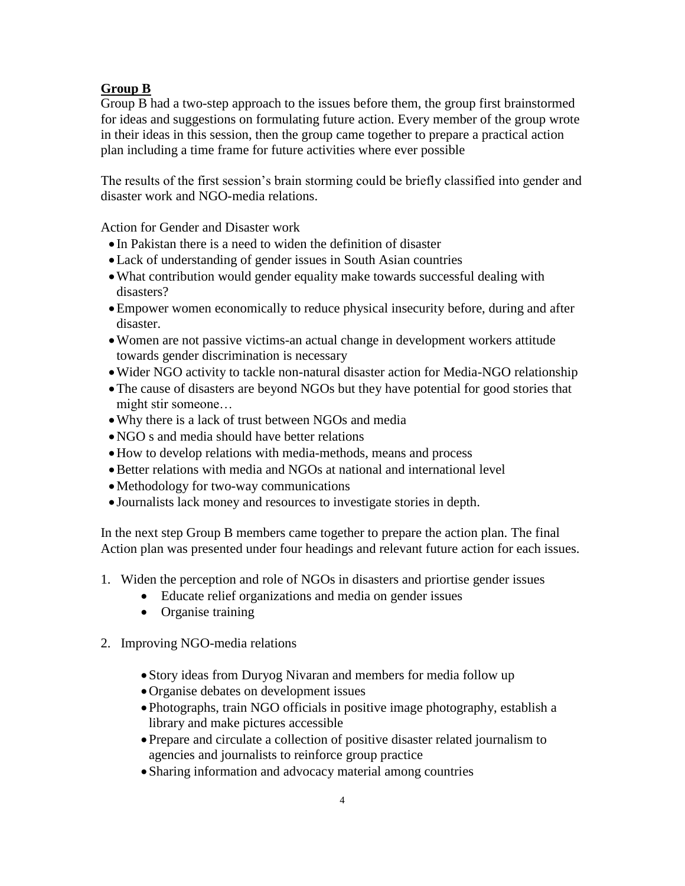**Group B**

Group B had a two-step approach to the issues before them, the group first brainstormed for ideas and suggestions on formulating future action. Every member of the group wrote in their ideas in this session, then the group came together to prepare a practical action plan including a time frame for future activities where ever possible

The results of the first session's brain storming could be briefly classified into gender and disaster work and NGO-media relations.

Action for Gender and Disaster work

- In Pakistan there is a need to widen the definition of disaster
- Lack of understanding of gender issues in South Asian countries
- What contribution would gender equality make towards successful dealing with disasters?
- Empower women economically to reduce physical insecurity before, during and after disaster.
- Women are not passive victims-an actual change in development workers attitude towards gender discrimination is necessary
- Wider NGO activity to tackle non-natural disaster action for Media-NGO relationship
- The cause of disasters are beyond NGOs but they have potential for good stories that might stir someone…
- Why there is a lack of trust between NGOs and media
- NGO s and media should have better relations
- How to develop relations with media-methods, means and process
- Better relations with media and NGOs at national and international level
- Methodology for two-way communications
- Journalists lack money and resources to investigate stories in depth.

In the next step Group B members came together to prepare the action plan. The final Action plan was presented under four headings and relevant future action for each issues.

1. Widen the perception and role of NGOs in disasters and priortise gender issues
    - Educate relief organizations and media on gender issues
    - Organise training

2. Improving NGO-media relations
    - Story ideas from Duryog Nivaran and members for media follow up
    - Organise debates on development issues
    - Photographs, train NGO officials in positive image photography, establish a library and make pictures accessible
    - Prepare and circulate a collection of positive disaster related journalism to agencies and journalists to reinforce group practice
    - Sharing information and advocacy material among countries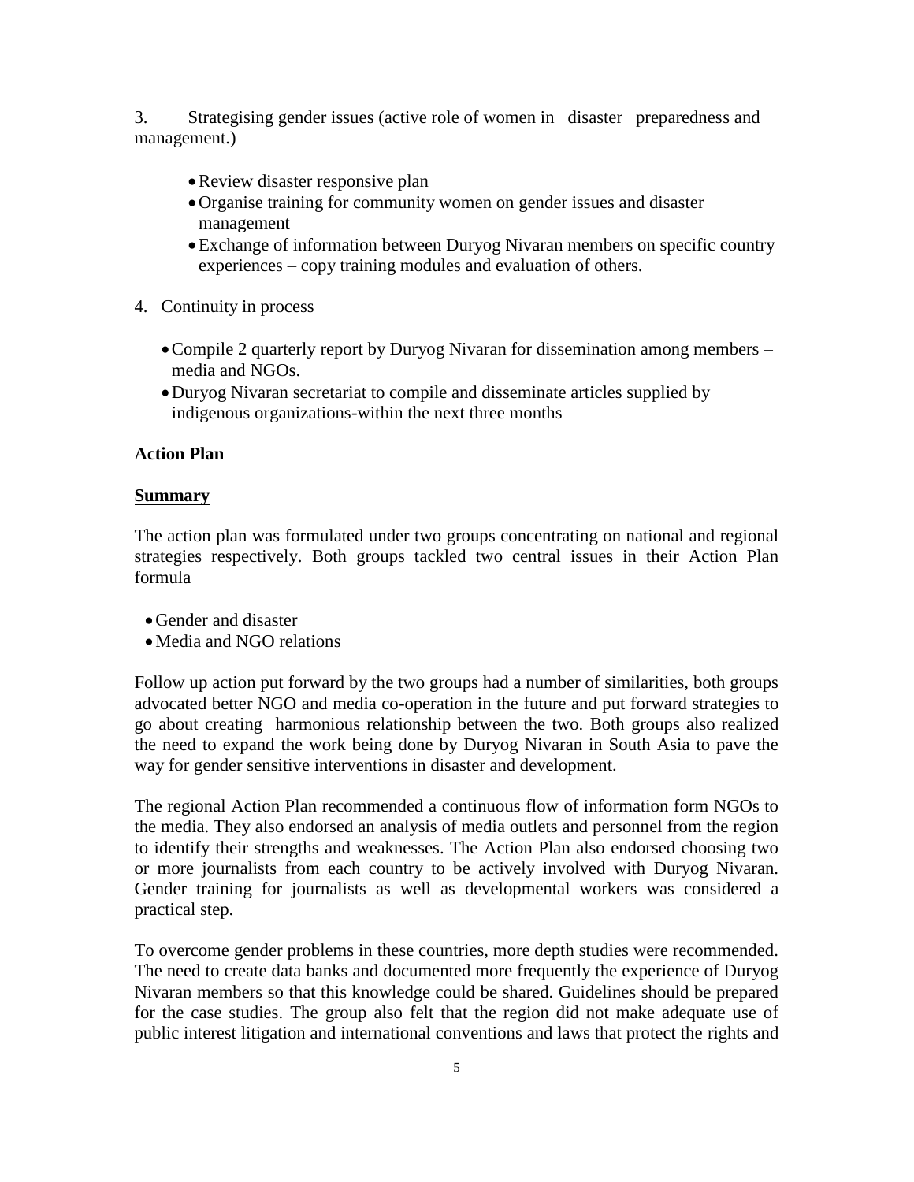3. Strategising gender issues (active role of women in disaster preparedness and management.)

- Review disaster responsive plan
- Organise training for community women on gender issues and disaster management
- Exchange of information between Duryog Nivaran members on specific country experiences – copy training modules and evaluation of others.

4. Continuity in process

- Compile 2 quarterly report by Duryog Nivaran for dissemination among members – media and NGOs.
- Duryog Nivaran secretariat to compile and disseminate articles supplied by indigenous organizations-within the next three months

**Action Plan**

**Summary**

The action plan was formulated under two groups concentrating on national and regional strategies respectively. Both groups tackled two central issues in their Action Plan formula

- Gender and disaster
- Media and NGO relations

Follow up action put forward by the two groups had a number of similarities, both groups advocated better NGO and media co-operation in the future and put forward strategies to go about creating harmonious relationship between the two. Both groups also realized the need to expand the work being done by Duryog Nivaran in South Asia to pave the way for gender sensitive interventions in disaster and development.

The regional Action Plan recommended a continuous flow of information form NGOs to the media. They also endorsed an analysis of media outlets and personnel from the region to identify their strengths and weaknesses. The Action Plan also endorsed choosing two or more journalists from each country to be actively involved with Duryog Nivaran. Gender training for journalists as well as developmental workers was considered a practical step.

To overcome gender problems in these countries, more depth studies were recommended. The need to create data banks and documented more frequently the experience of Duryog Nivaran members so that this knowledge could be shared. Guidelines should be prepared for the case studies. The group also felt that the region did not make adequate use of public interest litigation and international conventions and laws that protect the rights and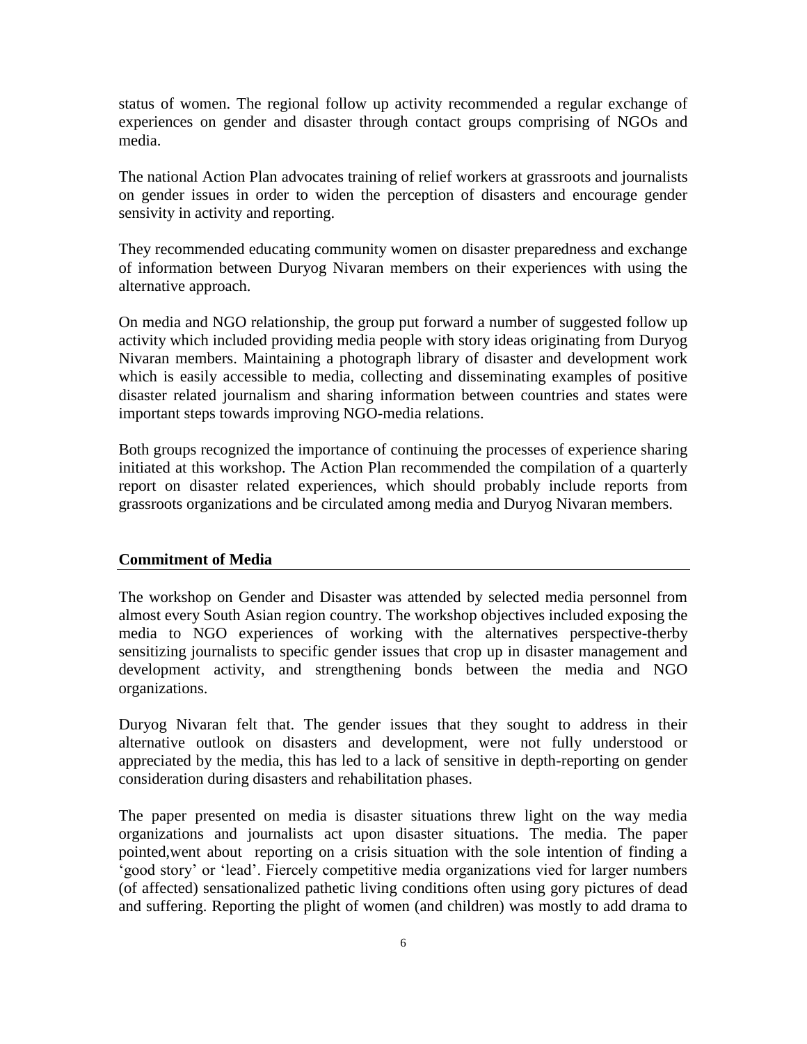status of women. The regional follow up activity recommended a regular exchange of experiences on gender and disaster through contact groups comprising of NGOs and media.

The national Action Plan advocates training of relief workers at grassroots and journalists on gender issues in order to widen the perception of disasters and encourage gender sensivity in activity and reporting.

They recommended educating community women on disaster preparedness and exchange of information between Duryog Nivaran members on their experiences with using the alternative approach.

On media and NGO relationship, the group put forward a number of suggested follow up activity which included providing media people with story ideas originating from Duryog Nivaran members. Maintaining a photograph library of disaster and development work which is easily accessible to media, collecting and disseminating examples of positive disaster related journalism and sharing information between countries and states were important steps towards improving NGO-media relations.

Both groups recognized the importance of continuing the processes of experience sharing initiated at this workshop. The Action Plan recommended the compilation of a quarterly report on disaster related experiences, which should probably include reports from grassroots organizations and be circulated among media and Duryog Nivaran members.

## Commitment of Media

The workshop on Gender and Disaster was attended by selected media personnel from almost every South Asian region country. The workshop objectives included exposing the media to NGO experiences of working with the alternatives perspective-therby sensitizing journalists to specific gender issues that crop up in disaster management and development activity, and strengthening bonds between the media and NGO organizations.

Duryog Nivaran felt that. The gender issues that they sought to address in their alternative outlook on disasters and development, were not fully understood or appreciated by the media, this has led to a lack of sensitive in depth-reporting on gender consideration during disasters and rehabilitation phases.

The paper presented on media is disaster situations threw light on the way media organizations and journalists act upon disaster situations. The media. The paper pointed,went about reporting on a crisis situation with the sole intention of finding a 'good story' or 'lead'. Fiercely competitive media organizations vied for larger numbers (of affected) sensationalized pathetic living conditions often using gory pictures of dead and suffering. Reporting the plight of women (and children) was mostly to add drama to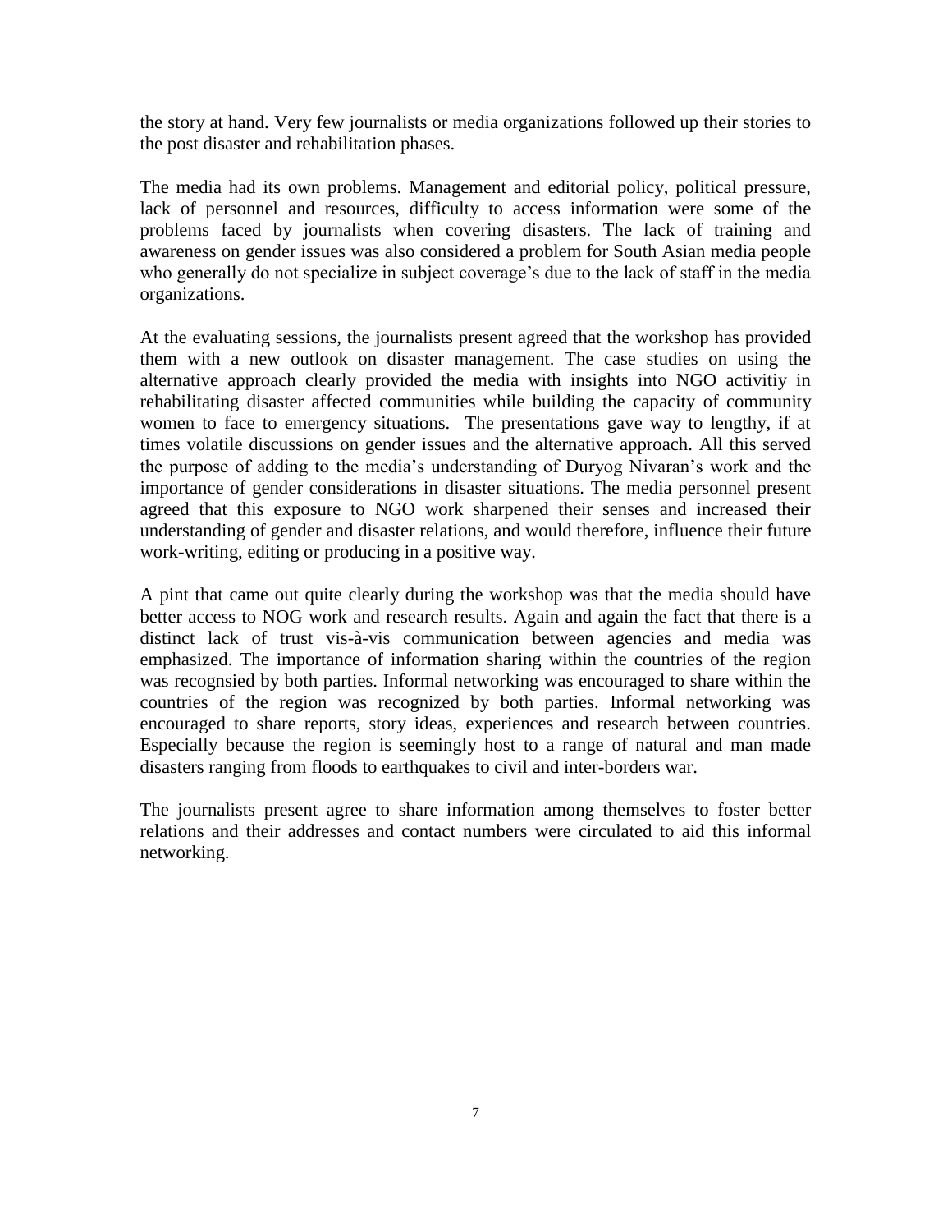the story at hand. Very few journalists or media organizations followed up their stories to the post disaster and rehabilitation phases.

The media had its own problems. Management and editorial policy, political pressure, lack of personnel and resources, difficulty to access information were some of the problems faced by journalists when covering disasters. The lack of training and awareness on gender issues was also considered a problem for South Asian media people who generally do not specialize in subject coverage's due to the lack of staff in the media organizations.

At the evaluating sessions, the journalists present agreed that the workshop has provided them with a new outlook on disaster management. The case studies on using the alternative approach clearly provided the media with insights into NGO activitiy in rehabilitating disaster affected communities while building the capacity of community women to face to emergency situations. The presentations gave way to lengthy, if at times volatile discussions on gender issues and the alternative approach. All this served the purpose of adding to the media's understanding of Duryog Nivaran's work and the importance of gender considerations in disaster situations. The media personnel present agreed that this exposure to NGO work sharpened their senses and increased their understanding of gender and disaster relations, and would therefore, influence their future work-writing, editing or producing in a positive way.

A pint that came out quite clearly during the workshop was that the media should have better access to NOG work and research results. Again and again the fact that there is a distinct lack of trust vis-à-vis communication between agencies and media was emphasized. The importance of information sharing within the countries of the region was recogsnied by both parties. Informal networking was encouraged to share within the countries of the region was recognized by both parties. Informal networking was encouraged to share reports, story ideas, experiences and research between countries. Especially because the region is seemingly host to a range of natural and man made disasters ranging from floods to earthquakes to civil and inter-borders war.

The journalists present agree to share information among themselves to foster better relations and their addresses and contact numbers were circulated to aid this informal networking.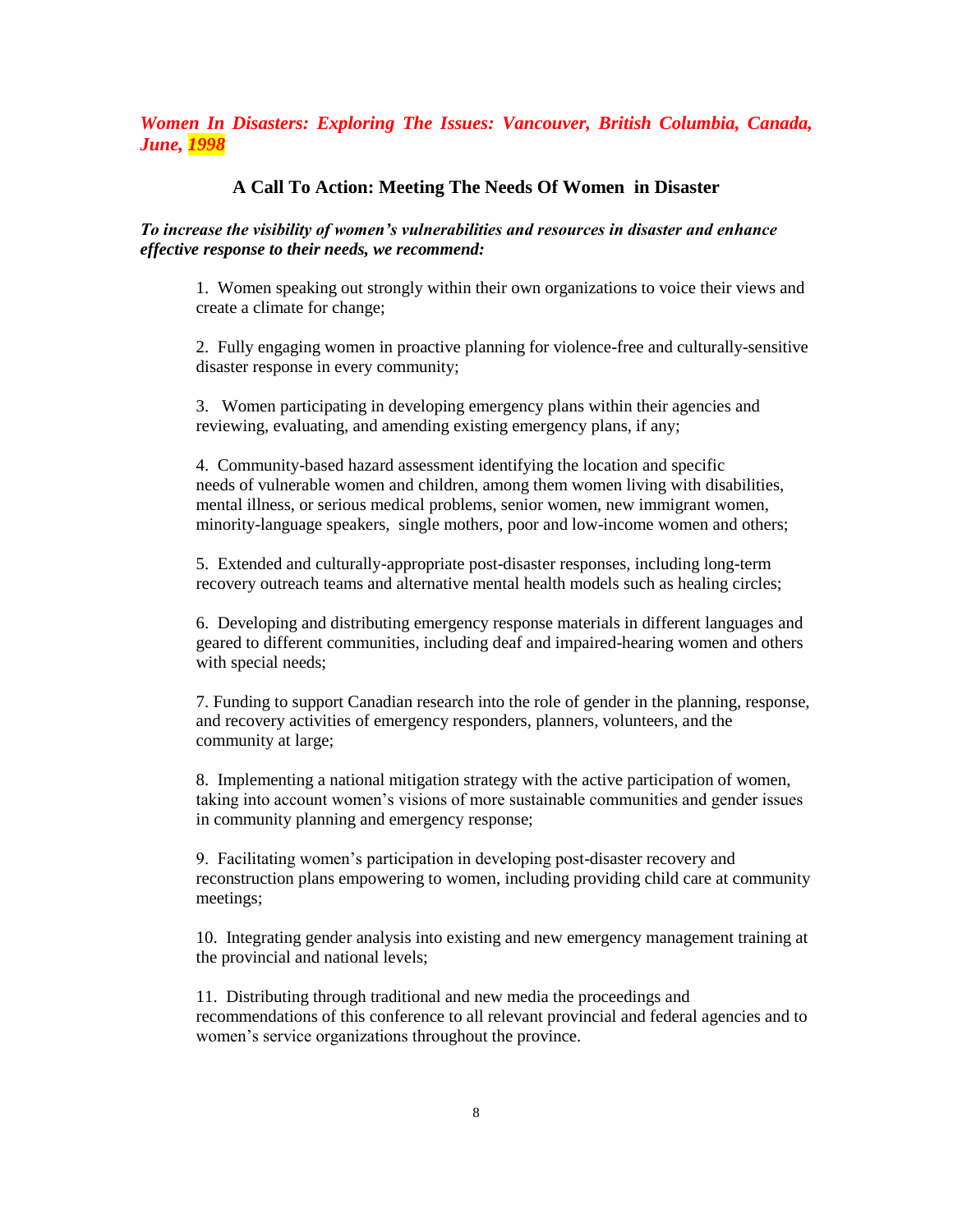***Women In Disasters: Exploring The Issues: Vancouver, British Columbia, Canada, June, 1998***

## A Call To Action: Meeting The Needs Of Women in Disaster

***To increase the visibility of women's vulnerabilities and resources in disaster and enhance effective response to their needs, we recommend:***

1. Women speaking out strongly within their own organizations to voice their views and create a climate for change;

2. Fully engaging women in proactive planning for violence-free and culturally-sensitive disaster response in every community;

3. Women participating in developing emergency plans within their agencies and reviewing, evaluating, and amending existing emergency plans, if any;

4. Community-based hazard assessment identifying the location and specific needs of vulnerable women and children, among them women living with disabilities, mental illness, or serious medical problems, senior women, new immigrant women, minority-language speakers, single mothers, poor and low-income women and others;

5. Extended and culturally-appropriate post-disaster responses, including long-term recovery outreach teams and alternative mental health models such as healing circles;

6. Developing and distributing emergency response materials in different languages and geared to different communities, including deaf and impaired-hearing women and others with special needs;

7. Funding to support Canadian research into the role of gender in the planning, response, and recovery activities of emergency responders, planners, volunteers, and the community at large;

8. Implementing a national mitigation strategy with the active participation of women, taking into account women's visions of more sustainable communities and gender issues in community planning and emergency response;

9. Facilitating women's participation in developing post-disaster recovery and reconstruction plans empowering to women, including providing child care at community meetings;

10. Integrating gender analysis into existing and new emergency management training at the provincial and national levels;

11. Distributing through traditional and new media the proceedings and recommendations of this conference to all relevant provincial and federal agencies and to women's service organizations throughout the province.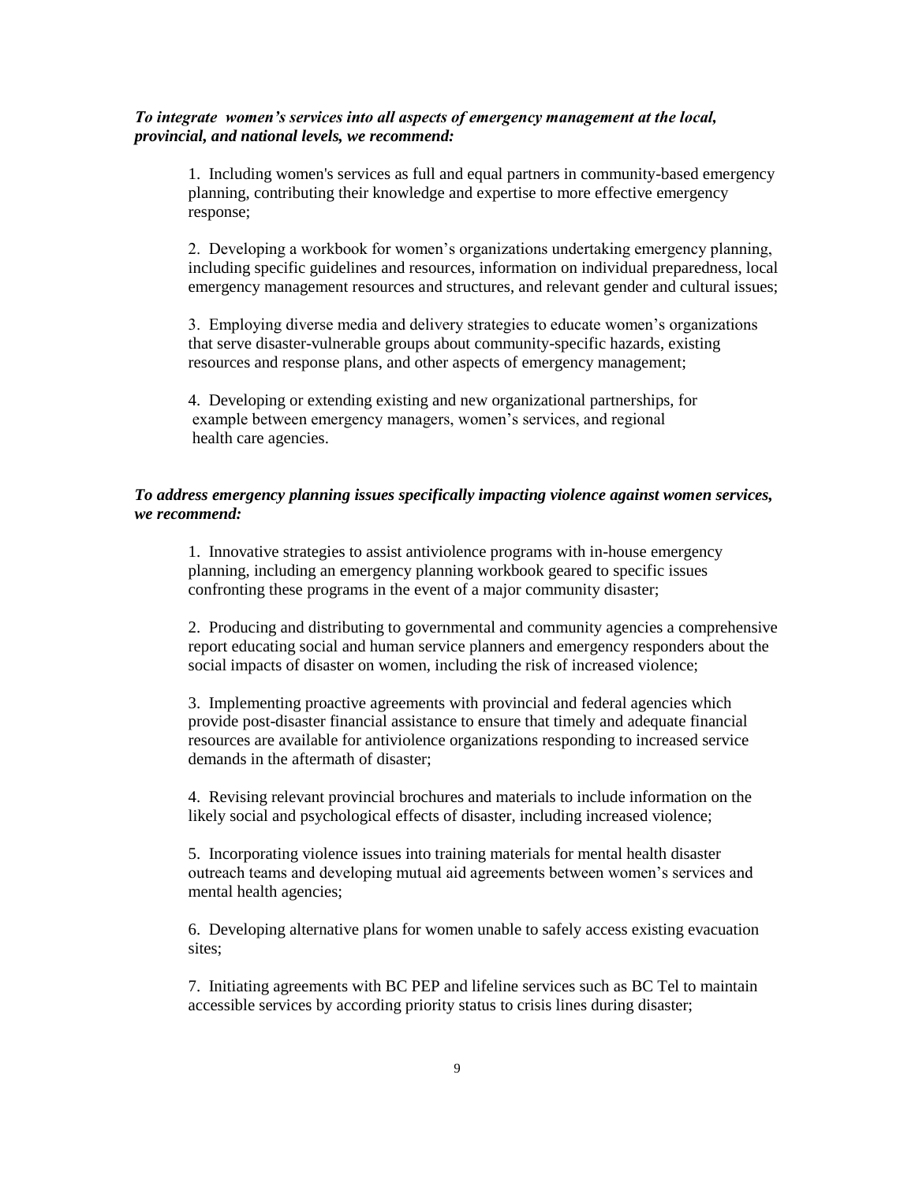***To integrate women's services into all aspects of emergency management at the local, provincial, and national levels, we recommend:***

1. Including women's services as full and equal partners in community-based emergency planning, contributing their knowledge and expertise to more effective emergency response;

2. Developing a workbook for women's organizations undertaking emergency planning, including specific guidelines and resources, information on individual preparedness, local emergency management resources and structures, and relevant gender and cultural issues;

3. Employing diverse media and delivery strategies to educate women's organizations that serve disaster-vulnerable groups about community-specific hazards, existing resources and response plans, and other aspects of emergency management;

4. Developing or extending existing and new organizational partnerships, for example between emergency managers, women's services, and regional health care agencies.

***To address emergency planning issues specifically impacting violence against women services, we recommend:***

1. Innovative strategies to assist antiviolence programs with in-house emergency planning, including an emergency planning workbook geared to specific issues confronting these programs in the event of a major community disaster;

2. Producing and distributing to governmental and community agencies a comprehensive report educating social and human service planners and emergency responders about the social impacts of disaster on women, including the risk of increased violence;

3. Implementing proactive agreements with provincial and federal agencies which provide post-disaster financial assistance to ensure that timely and adequate financial resources are available for antiviolence organizations responding to increased service demands in the aftermath of disaster;

4. Revising relevant provincial brochures and materials to include information on the likely social and psychological effects of disaster, including increased violence;

5. Incorporating violence issues into training materials for mental health disaster outreach teams and developing mutual aid agreements between women's services and mental health agencies;

6. Developing alternative plans for women unable to safely access existing evacuation sites;

7. Initiating agreements with BC PEP and lifeline services such as BC Tel to maintain accessible services by according priority status to crisis lines during disaster;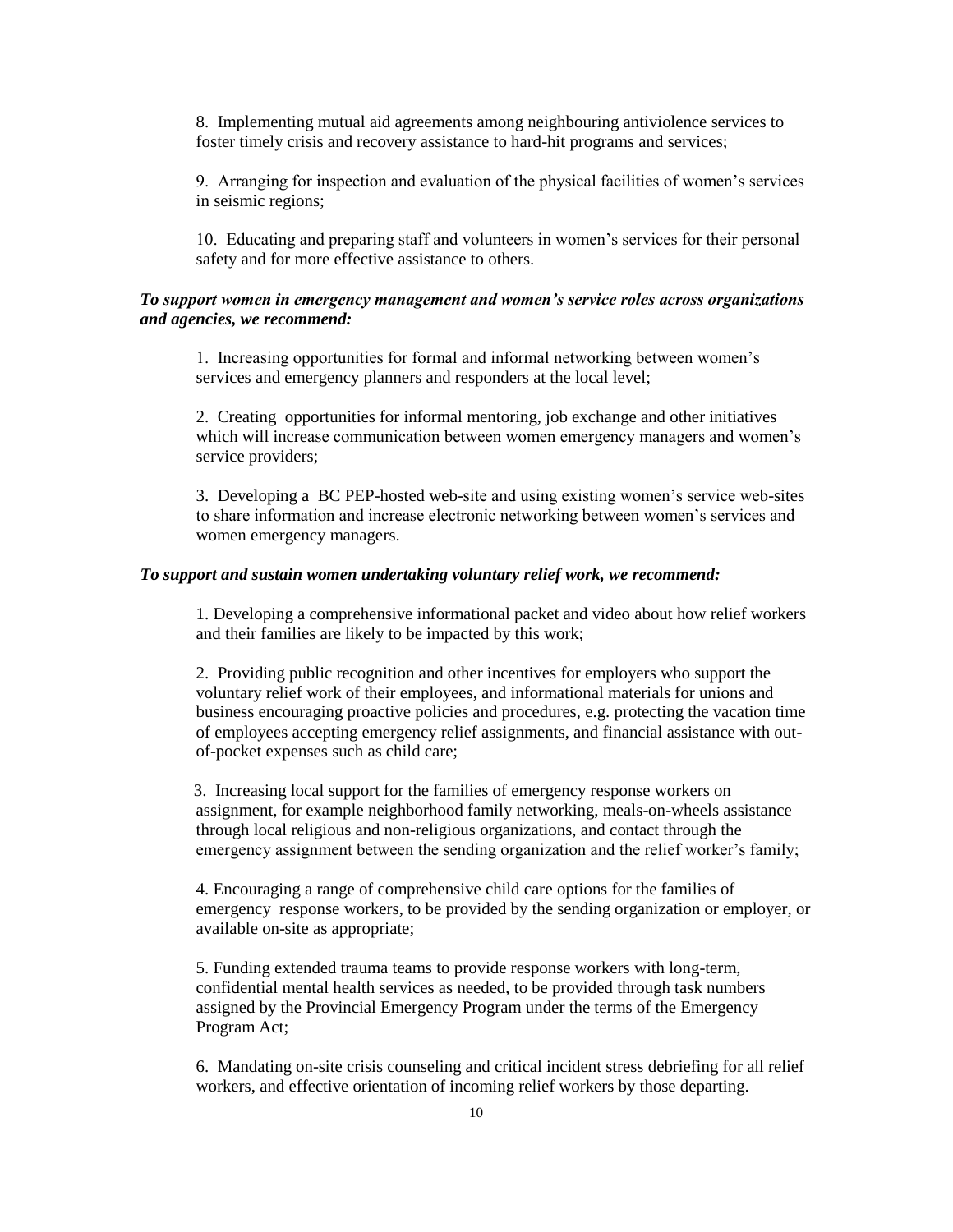8. Implementing mutual aid agreements among neighbouring antiviolence services to foster timely crisis and recovery assistance to hard-hit programs and services;

9. Arranging for inspection and evaluation of the physical facilities of women's services in seismic regions;

10. Educating and preparing staff and volunteers in women's services for their personal safety and for more effective assistance to others.

***To support women in emergency management and women's service roles across organizations and agencies, we recommend:***

1. Increasing opportunities for formal and informal networking between women's services and emergency planners and responders at the local level;

2. Creating opportunities for informal mentoring, job exchange and other initiatives which will increase communication between women emergency managers and women's service providers;

3. Developing a BC PEP-hosted web-site and using existing women's service web-sites to share information and increase electronic networking between women's services and women emergency managers.

***To support and sustain women undertaking voluntary relief work, we recommend:***

1. Developing a comprehensive informational packet and video about how relief workers and their families are likely to be impacted by this work;

2. Providing public recognition and other incentives for employers who support the voluntary relief work of their employees, and informational materials for unions and business encouraging proactive policies and procedures, e.g. protecting the vacation time of employees accepting emergency relief assignments, and financial assistance with out-of-pocket expenses such as child care;

3. Increasing local support for the families of emergency response workers on assignment, for example neighborhood family networking, meals-on-wheels assistance through local religious and non-religious organizations, and contact through the emergency assignment between the sending organization and the relief worker's family;

4. Encouraging a range of comprehensive child care options for the families of emergency response workers, to be provided by the sending organization or employer, or available on-site as appropriate;

5. Funding extended trauma teams to provide response workers with long-term, confidential mental health services as needed, to be provided through task numbers assigned by the Provincial Emergency Program under the terms of the Emergency Program Act;

6. Mandating on-site crisis counseling and critical incident stress debriefing for all relief workers, and effective orientation of incoming relief workers by those departing.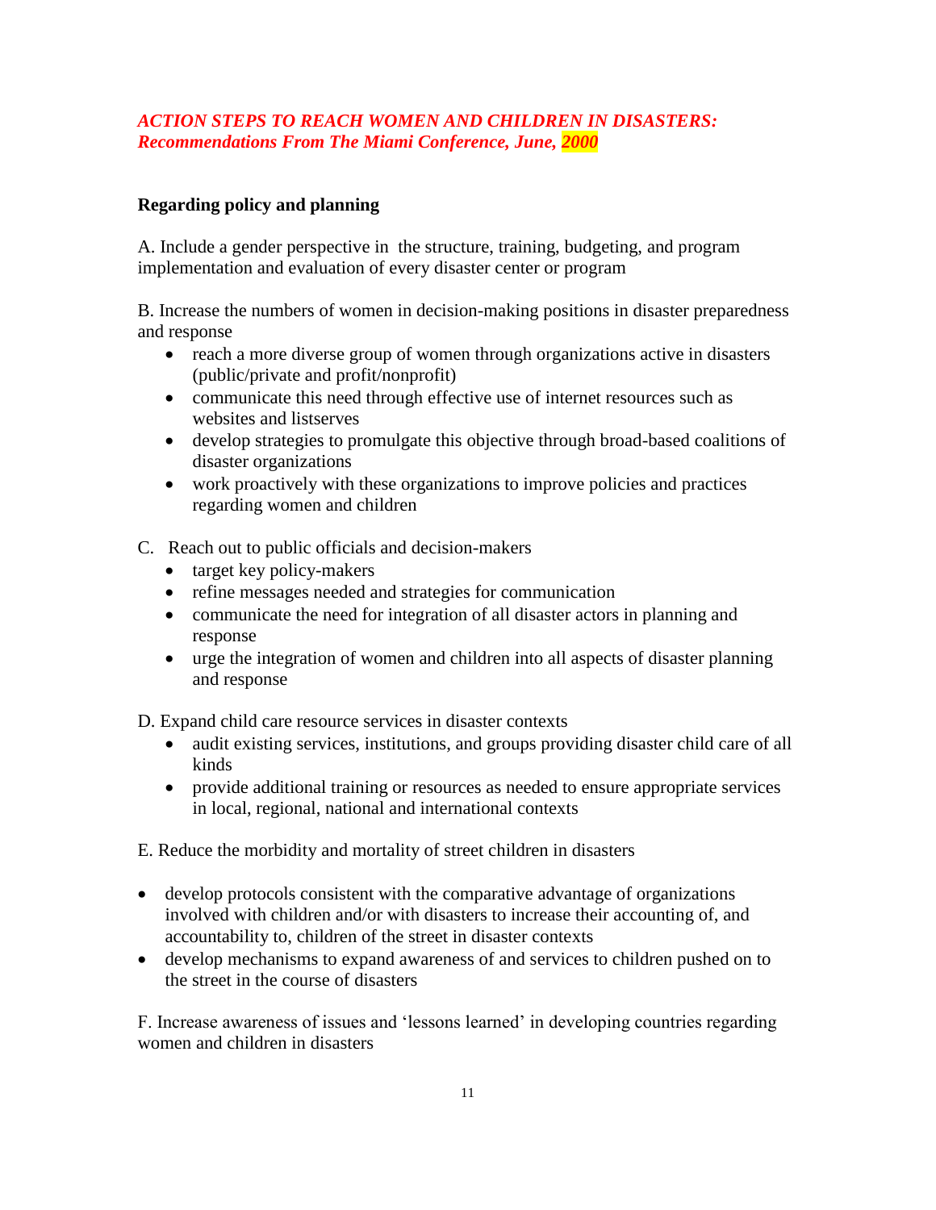## *ACTION STEPS TO REACH WOMEN AND CHILDREN IN DISASTERS: Recommendations From The Miami Conference, June, 2000*

**Regarding policy and planning**

A. Include a gender perspective in the structure, training, budgeting, and program implementation and evaluation of every disaster center or program

B. Increase the numbers of women in decision-making positions in disaster preparedness and response

- reach a more diverse group of women through organizations active in disasters (public/private and profit/nonprofit)
- communicate this need through effective use of internet resources such as websites and listserves
- develop strategies to promulgate this objective through broad-based coalitions of disaster organizations
- work proactively with these organizations to improve policies and practices regarding women and children

C. Reach out to public officials and decision-makers

- target key policy-makers
- refine messages needed and strategies for communication
- communicate the need for integration of all disaster actors in planning and response
- urge the integration of women and children into all aspects of disaster planning and response

D. Expand child care resource services in disaster contexts

- audit existing services, institutions, and groups providing disaster child care of all kinds
- provide additional training or resources as needed to ensure appropriate services in local, regional, national and international contexts

E. Reduce the morbidity and mortality of street children in disasters

- develop protocols consistent with the comparative advantage of organizations involved with children and/or with disasters to increase their accounting of, and accountability to, children of the street in disaster contexts
- develop mechanisms to expand awareness of and services to children pushed on to the street in the course of disasters

F. Increase awareness of issues and 'lessons learned' in developing countries regarding women and children in disasters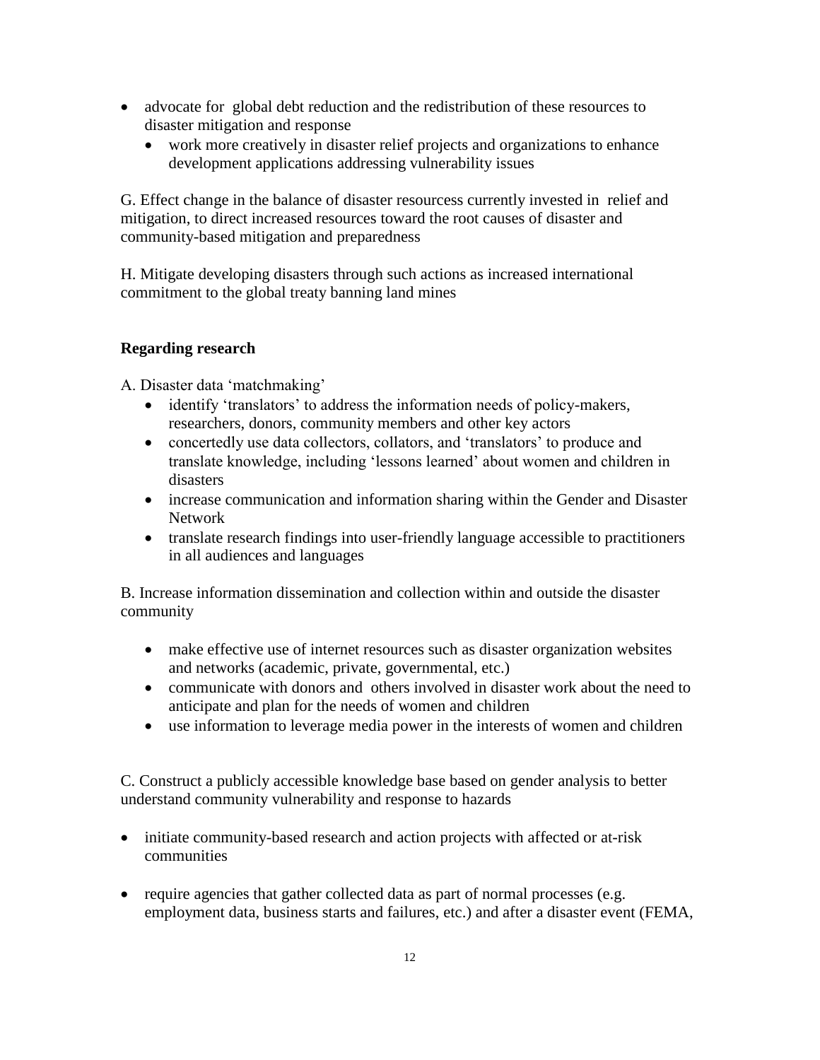- advocate for global debt reduction and the redistribution of these resources to disaster mitigation and response
    - work more creatively in disaster relief projects and organizations to enhance development applications addressing vulnerability issues

G. Effect change in the balance of disaster resourcess currently invested in relief and mitigation, to direct increased resources toward the root causes of disaster and community-based mitigation and preparedness

H. Mitigate developing disasters through such actions as increased international commitment to the global treaty banning land mines

**Regarding research**

A. Disaster data 'matchmaking'

- identify 'translators' to address the information needs of policy-makers, researchers, donors, community members and other key actors
- concertedly use data collectors, collators, and 'translators' to produce and translate knowledge, including 'lessons learned' about women and children in disasters
- increase communication and information sharing within the Gender and Disaster Network
- translate research findings into user-friendly language accessible to practitioners in all audiences and languages

B. Increase information dissemination and collection within and outside the disaster community

- make effective use of internet resources such as disaster organization websites and networks (academic, private, governmental, etc.)
- communicate with donors and others involved in disaster work about the need to anticipate and plan for the needs of women and children
- use information to leverage media power in the interests of women and children

C. Construct a publicly accessible knowledge base based on gender analysis to better understand community vulnerability and response to hazards

- initiate community-based research and action projects with affected or at-risk communities
- require agencies that gather collected data as part of normal processes (e.g. employment data, business starts and failures, etc.) and after a disaster event (FEMA,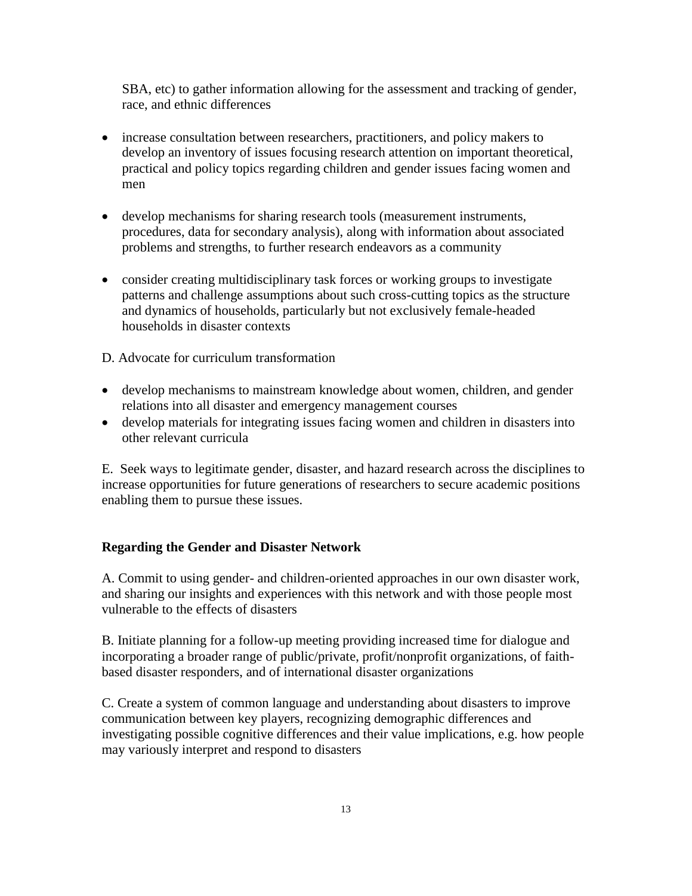SBA, etc) to gather information allowing for the assessment and tracking of gender, race, and ethnic differences

- increase consultation between researchers, practitioners, and policy makers to develop an inventory of issues focusing research attention on important theoretical, practical and policy topics regarding children and gender issues facing women and men

- develop mechanisms for sharing research tools (measurement instruments, procedures, data for secondary analysis), along with information about associated problems and strengths, to further research endeavors as a community

- consider creating multidisciplinary task forces or working groups to investigate patterns and challenge assumptions about such cross-cutting topics as the structure and dynamics of households, particularly but not exclusively female-headed households in disaster contexts

D. Advocate for curriculum transformation

- develop mechanisms to mainstream knowledge about women, children, and gender relations into all disaster and emergency management courses
- develop materials for integrating issues facing women and children in disasters into other relevant curricula

E. Seek ways to legitimate gender, disaster, and hazard research across the disciplines to increase opportunities for future generations of researchers to secure academic positions enabling them to pursue these issues.

**Regarding the Gender and Disaster Network**

A. Commit to using gender- and children-oriented approaches in our own disaster work, and sharing our insights and experiences with this network and with those people most vulnerable to the effects of disasters

B. Initiate planning for a follow-up meeting providing increased time for dialogue and incorporating a broader range of public/private, profit/nonprofit organizations, of faith-based disaster responders, and of international disaster organizations

C. Create a system of common language and understanding about disasters to improve communication between key players, recognizing demographic differences and investigating possible cognitive differences and their value implications, e.g. how people may variously interpret and respond to disasters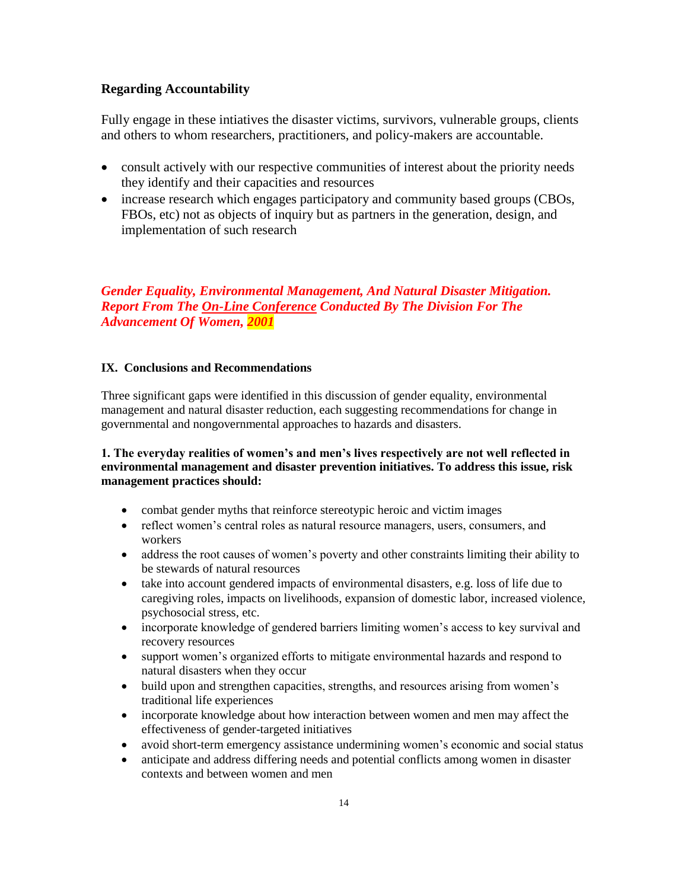### Regarding Accountability

Fully engage in these intiatives the disaster victims, survivors, vulnerable groups, clients and others to whom researchers, practitioners, and policy-makers are accountable.

- consult actively with our respective communities of interest about the priority needs they identify and their capacities and resources
- increase research which engages participatory and community based groups (CBOs, FBOs, etc) not as objects of inquiry but as partners in the generation, design, and implementation of such research

***Gender Equality, Environmental Management, And Natural Disaster Mitigation. Report From The On-Line Conference Conducted By The Division For The Advancement Of Women, 2001***

#### IX. Conclusions and Recommendations

Three significant gaps were identified in this discussion of gender equality, environmental management and natural disaster reduction, each suggesting recommendations for change in governmental and nongovernmental approaches to hazards and disasters.

**1. The everyday realities of women's and men's lives respectively are not well reflected in environmental management and disaster prevention initiatives. To address this issue, risk management practices should:**

- combat gender myths that reinforce stereotypic heroic and victim images
- reflect women's central roles as natural resource managers, users, consumers, and workers
- address the root causes of women's poverty and other constraints limiting their ability to be stewards of natural resources
- take into account gendered impacts of environmental disasters, e.g. loss of life due to caregiving roles, impacts on livelihoods, expansion of domestic labor, increased violence, psychosocial stress, etc.
- incorporate knowledge of gendered barriers limiting women's access to key survival and recovery resources
- support women's organized efforts to mitigate environmental hazards and respond to natural disasters when they occur
- build upon and strengthen capacities, strengths, and resources arising from women's traditional life experiences
- incorporate knowledge about how interaction between women and men may affect the effectiveness of gender-targeted initiatives
- avoid short-term emergency assistance undermining women's economic and social status
- anticipate and address differing needs and potential conflicts among women in disaster contexts and between women and men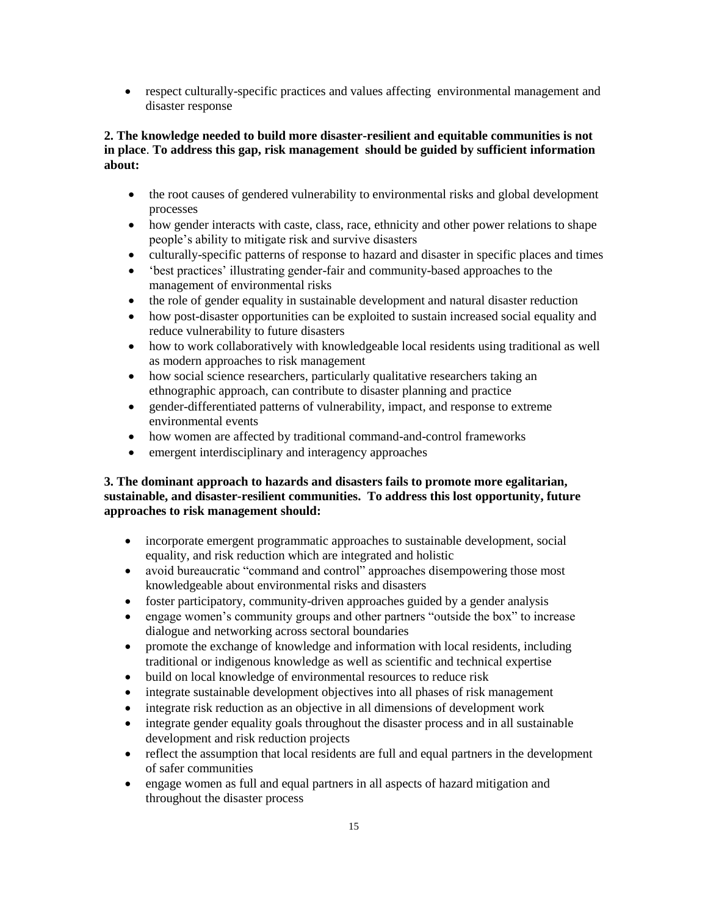- respect culturally-specific practices and values affecting environmental management and disaster response

**2. The knowledge needed to build more disaster-resilient and equitable communities is not in place**. **To address this gap, risk management should be guided by sufficient information about:**

- the root causes of gendered vulnerability to environmental risks and global development processes
- how gender interacts with caste, class, race, ethnicity and other power relations to shape people's ability to mitigate risk and survive disasters
- culturally-specific patterns of response to hazard and disaster in specific places and times
- 'best practices' illustrating gender-fair and community-based approaches to the management of environmental risks
- the role of gender equality in sustainable development and natural disaster reduction
- how post-disaster opportunities can be exploited to sustain increased social equality and reduce vulnerability to future disasters
- how to work collaboratively with knowledgeable local residents using traditional as well as modern approaches to risk management
- how social science researchers, particularly qualitative researchers taking an ethnographic approach, can contribute to disaster planning and practice
- gender-differentiated patterns of vulnerability, impact, and response to extreme environmental events
- how women are affected by traditional command-and-control frameworks
- emergent interdisciplinary and interagency approaches

**3. The dominant approach to hazards and disasters fails to promote more egalitarian, sustainable, and disaster-resilient communities. To address this lost opportunity, future approaches to risk management should:**

- incorporate emergent programmatic approaches to sustainable development, social equality, and risk reduction which are integrated and holistic
- avoid bureaucratic "command and control" approaches disempowering those most knowledgeable about environmental risks and disasters
- foster participatory, community-driven approaches guided by a gender analysis
- engage women's community groups and other partners "outside the box" to increase dialogue and networking across sectoral boundaries
- promote the exchange of knowledge and information with local residents, including traditional or indigenous knowledge as well as scientific and technical expertise
- build on local knowledge of environmental resources to reduce risk
- integrate sustainable development objectives into all phases of risk management
- integrate risk reduction as an objective in all dimensions of development work
- integrate gender equality goals throughout the disaster process and in all sustainable development and risk reduction projects
- reflect the assumption that local residents are full and equal partners in the development of safer communities
- engage women as full and equal partners in all aspects of hazard mitigation and throughout the disaster process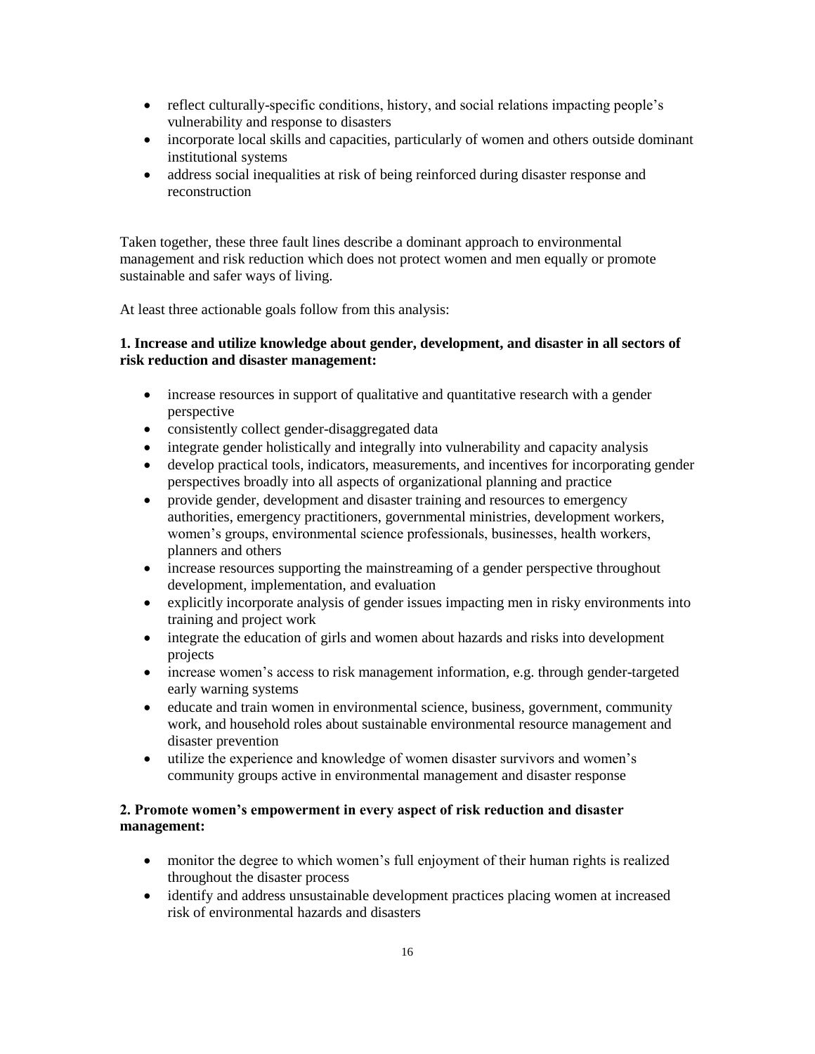- reflect culturally-specific conditions, history, and social relations impacting people's vulnerability and response to disasters
- incorporate local skills and capacities, particularly of women and others outside dominant institutional systems
- address social inequalities at risk of being reinforced during disaster response and reconstruction

Taken together, these three fault lines describe a dominant approach to environmental management and risk reduction which does not protect women and men equally or promote sustainable and safer ways of living.

At least three actionable goals follow from this analysis:

**1. Increase and utilize knowledge about gender, development, and disaster in all sectors of risk reduction and disaster management:**

- increase resources in support of qualitative and quantitative research with a gender perspective
- consistently collect gender-disaggregated data
- integrate gender holistically and integrally into vulnerability and capacity analysis
- develop practical tools, indicators, measurements, and incentives for incorporating gender perspectives broadly into all aspects of organizational planning and practice
- provide gender, development and disaster training and resources to emergency authorities, emergency practitioners, governmental ministries, development workers, women's groups, environmental science professionals, businesses, health workers, planners and others
- increase resources supporting the mainstreaming of a gender perspective throughout development, implementation, and evaluation
- explicitly incorporate analysis of gender issues impacting men in risky environments into training and project work
- integrate the education of girls and women about hazards and risks into development projects
- increase women's access to risk management information, e.g. through gender-targeted early warning systems
- educate and train women in environmental science, business, government, community work, and household roles about sustainable environmental resource management and disaster prevention
- utilize the experience and knowledge of women disaster survivors and women's community groups active in environmental management and disaster response

**2. Promote women's empowerment in every aspect of risk reduction and disaster management:**

- monitor the degree to which women's full enjoyment of their human rights is realized throughout the disaster process
- identify and address unsustainable development practices placing women at increased risk of environmental hazards and disasters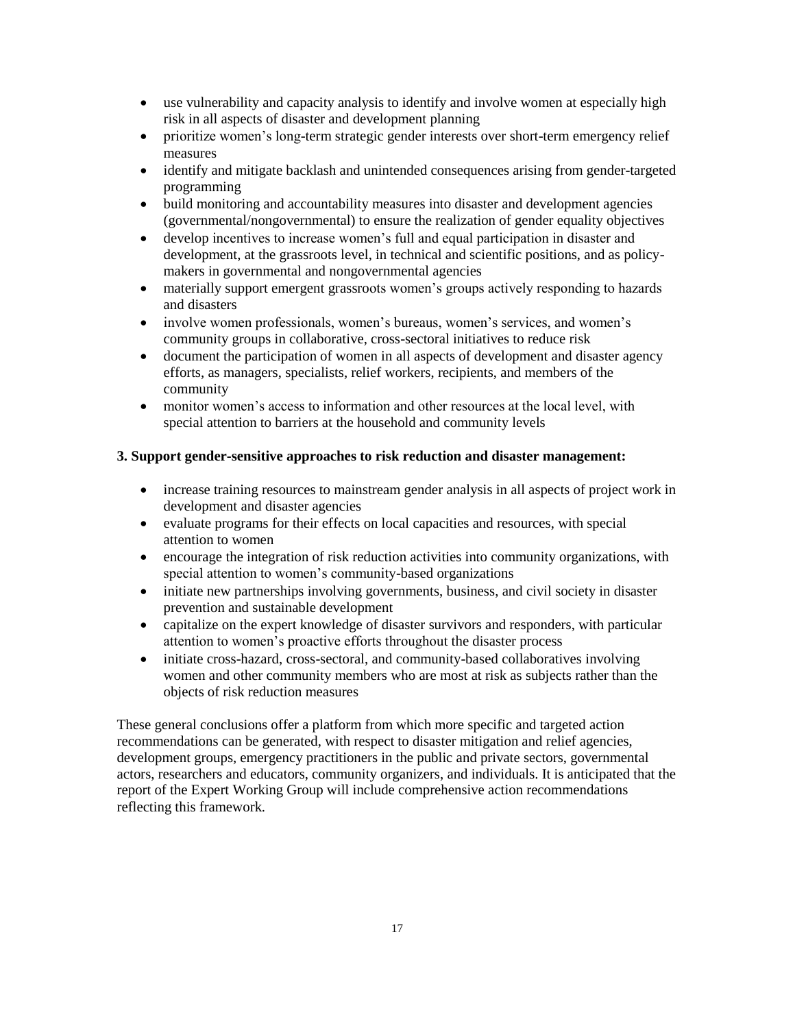- use vulnerability and capacity analysis to identify and involve women at especially high risk in all aspects of disaster and development planning
- prioritize women's long-term strategic gender interests over short-term emergency relief measures
- identify and mitigate backlash and unintended consequences arising from gender-targeted programming
- build monitoring and accountability measures into disaster and development agencies (governmental/nongovernmental) to ensure the realization of gender equality objectives
- develop incentives to increase women's full and equal participation in disaster and development, at the grassroots level, in technical and scientific positions, and as policy-makers in governmental and nongovernmental agencies
- materially support emergent grassroots women's groups actively responding to hazards and disasters
- involve women professionals, women's bureaus, women's services, and women's community groups in collaborative, cross-sectoral initiatives to reduce risk
- document the participation of women in all aspects of development and disaster agency efforts, as managers, specialists, relief workers, recipients, and members of the community
- monitor women's access to information and other resources at the local level, with special attention to barriers at the household and community levels

**3. Support gender-sensitive approaches to risk reduction and disaster management:**

- increase training resources to mainstream gender analysis in all aspects of project work in development and disaster agencies
- evaluate programs for their effects on local capacities and resources, with special attention to women
- encourage the integration of risk reduction activities into community organizations, with special attention to women's community-based organizations
- initiate new partnerships involving governments, business, and civil society in disaster prevention and sustainable development
- capitalize on the expert knowledge of disaster survivors and responders, with particular attention to women's proactive efforts throughout the disaster process
- initiate cross-hazard, cross-sectoral, and community-based collaboratives involving women and other community members who are most at risk as subjects rather than the objects of risk reduction measures

These general conclusions offer a platform from which more specific and targeted action recommendations can be generated, with respect to disaster mitigation and relief agencies, development groups, emergency practitioners in the public and private sectors, governmental actors, researchers and educators, community organizers, and individuals. It is anticipated that the report of the Expert Working Group will include comprehensive action recommendations reflecting this framework.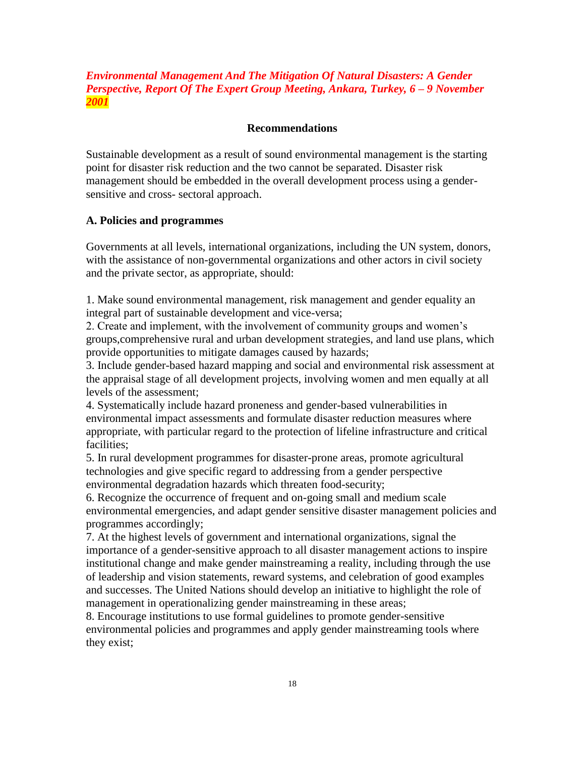*Environmental Management And The Mitigation Of Natural Disasters: A Gender Perspective, Report Of The Expert Group Meeting, Ankara, Turkey, 6 – 9 November 2001*

## Recommendations

Sustainable development as a result of sound environmental management is the starting point for disaster risk reduction and the two cannot be separated. Disaster risk management should be embedded in the overall development process using a gender-sensitive and cross- sectoral approach.

### A. Policies and programmes

Governments at all levels, international organizations, including the UN system, donors, with the assistance of non-governmental organizations and other actors in civil society and the private sector, as appropriate, should:

1. Make sound environmental management, risk management and gender equality an integral part of sustainable development and vice-versa;
2. Create and implement, with the involvement of community groups and women's groups,comprehensive rural and urban development strategies, and land use plans, which provide opportunities to mitigate damages caused by hazards;
3. Include gender-based hazard mapping and social and environmental risk assessment at the appraisal stage of all development projects, involving women and men equally at all levels of the assessment;
4. Systematically include hazard proneness and gender-based vulnerabilities in environmental impact assessments and formulate disaster reduction measures where appropriate, with particular regard to the protection of lifeline infrastructure and critical facilities;
5. In rural development programmes for disaster-prone areas, promote agricultural technologies and give specific regard to addressing from a gender perspective environmental degradation hazards which threaten food-security;
6. Recognize the occurrence of frequent and on-going small and medium scale environmental emergencies, and adapt gender sensitive disaster management policies and programmes accordingly;
7. At the highest levels of government and international organizations, signal the importance of a gender-sensitive approach to all disaster management actions to inspire institutional change and make gender mainstreaming a reality, including through the use of leadership and vision statements, reward systems, and celebration of good examples and successes. The United Nations should develop an initiative to highlight the role of management in operationalizing gender mainstreaming in these areas;
8. Encourage institutions to use formal guidelines to promote gender-sensitive environmental policies and programmes and apply gender mainstreaming tools where they exist;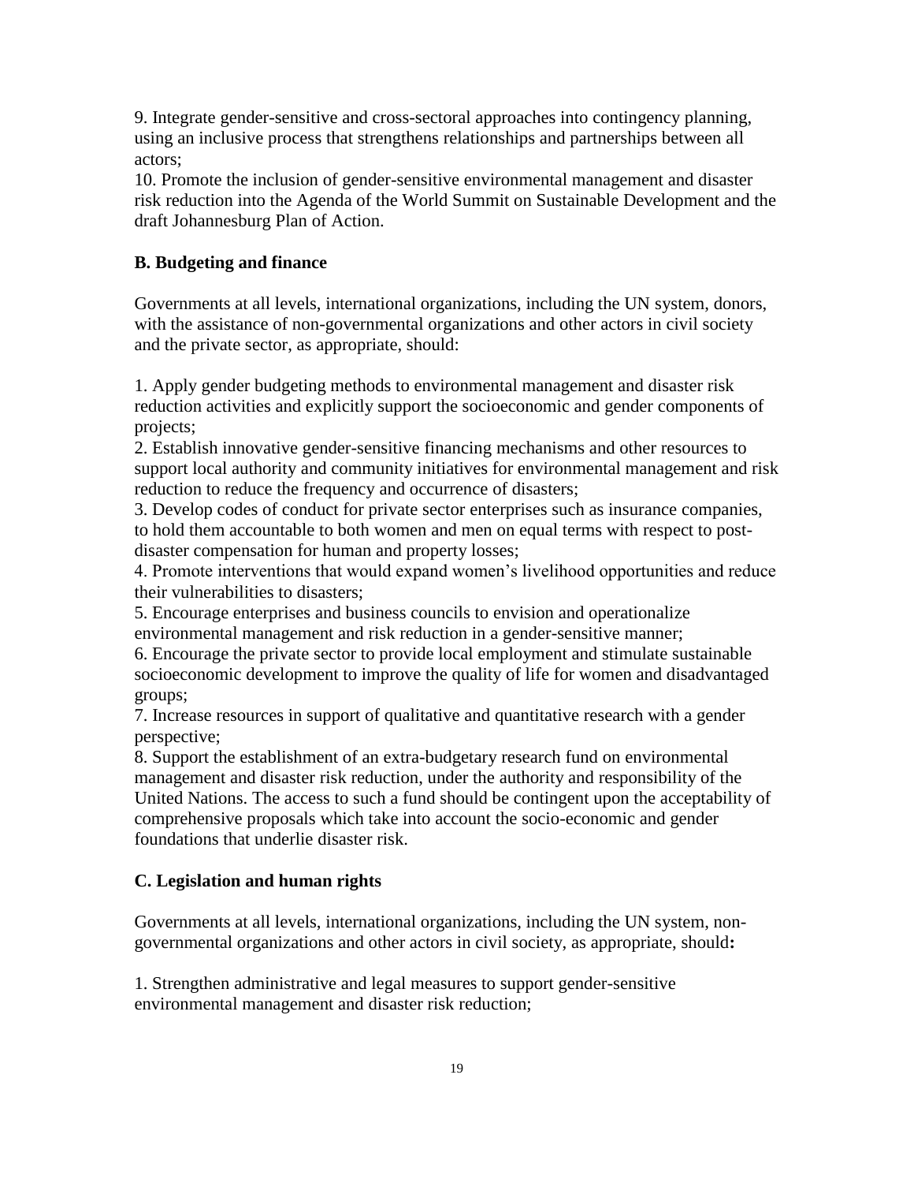9. Integrate gender-sensitive and cross-sectoral approaches into contingency planning, using an inclusive process that strengthens relationships and partnerships between all actors;
10. Promote the inclusion of gender-sensitive environmental management and disaster risk reduction into the Agenda of the World Summit on Sustainable Development and the draft Johannesburg Plan of Action.

### B. Budgeting and finance

Governments at all levels, international organizations, including the UN system, donors, with the assistance of non-governmental organizations and other actors in civil society and the private sector, as appropriate, should:

1. Apply gender budgeting methods to environmental management and disaster risk reduction activities and explicitly support the socioeconomic and gender components of projects;
2. Establish innovative gender-sensitive financing mechanisms and other resources to support local authority and community initiatives for environmental management and risk reduction to reduce the frequency and occurrence of disasters;
3. Develop codes of conduct for private sector enterprises such as insurance companies, to hold them accountable to both women and men on equal terms with respect to post-disaster compensation for human and property losses;
4. Promote interventions that would expand women's livelihood opportunities and reduce their vulnerabilities to disasters;
5. Encourage enterprises and business councils to envision and operationalize environmental management and risk reduction in a gender-sensitive manner;
6. Encourage the private sector to provide local employment and stimulate sustainable socioeconomic development to improve the quality of life for women and disadvantaged groups;
7. Increase resources in support of qualitative and quantitative research with a gender perspective;
8. Support the establishment of an extra-budgetary research fund on environmental management and disaster risk reduction, under the authority and responsibility of the United Nations. The access to such a fund should be contingent upon the acceptability of comprehensive proposals which take into account the socio-economic and gender foundations that underlie disaster risk.

### C. Legislation and human rights

Governments at all levels, international organizations, including the UN system, non-governmental organizations and other actors in civil society, as appropriate, should**:**

1. Strengthen administrative and legal measures to support gender-sensitive environmental management and disaster risk reduction;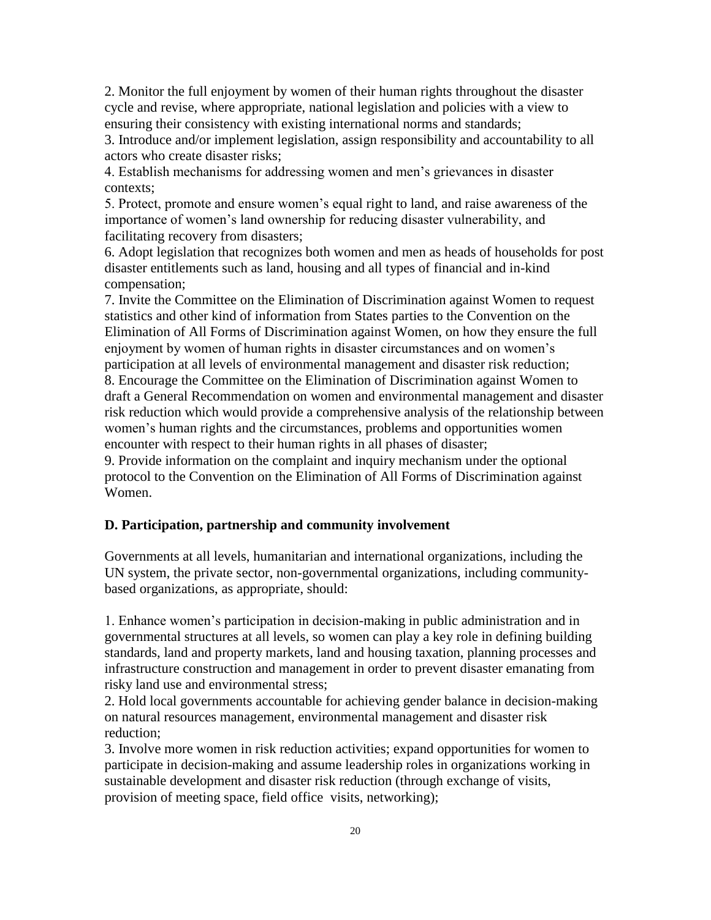2. Monitor the full enjoyment by women of their human rights throughout the disaster cycle and revise, where appropriate, national legislation and policies with a view to ensuring their consistency with existing international norms and standards;
3. Introduce and/or implement legislation, assign responsibility and accountability to all actors who create disaster risks;
4. Establish mechanisms for addressing women and men's grievances in disaster contexts;
5. Protect, promote and ensure women's equal right to land, and raise awareness of the importance of women's land ownership for reducing disaster vulnerability, and facilitating recovery from disasters;
6. Adopt legislation that recognizes both women and men as heads of households for post disaster entitlements such as land, housing and all types of financial and in-kind compensation;
7. Invite the Committee on the Elimination of Discrimination against Women to request statistics and other kind of information from States parties to the Convention on the Elimination of All Forms of Discrimination against Women, on how they ensure the full enjoyment by women of human rights in disaster circumstances and on women's participation at all levels of environmental management and disaster risk reduction;
8. Encourage the Committee on the Elimination of Discrimination against Women to draft a General Recommendation on women and environmental management and disaster risk reduction which would provide a comprehensive analysis of the relationship between women's human rights and the circumstances, problems and opportunities women encounter with respect to their human rights in all phases of disaster;
9. Provide information on the complaint and inquiry mechanism under the optional protocol to the Convention on the Elimination of All Forms of Discrimination against Women.

**D. Participation, partnership and community involvement**

Governments at all levels, humanitarian and international organizations, including the UN system, the private sector, non-governmental organizations, including community-based organizations, as appropriate, should:

1. Enhance women's participation in decision-making in public administration and in governmental structures at all levels, so women can play a key role in defining building standards, land and property markets, land and housing taxation, planning processes and infrastructure construction and management in order to prevent disaster emanating from risky land use and environmental stress;
2. Hold local governments accountable for achieving gender balance in decision-making on natural resources management, environmental management and disaster risk reduction;
3. Involve more women in risk reduction activities; expand opportunities for women to participate in decision-making and assume leadership roles in organizations working in sustainable development and disaster risk reduction (through exchange of visits, provision of meeting space, field office visits, networking);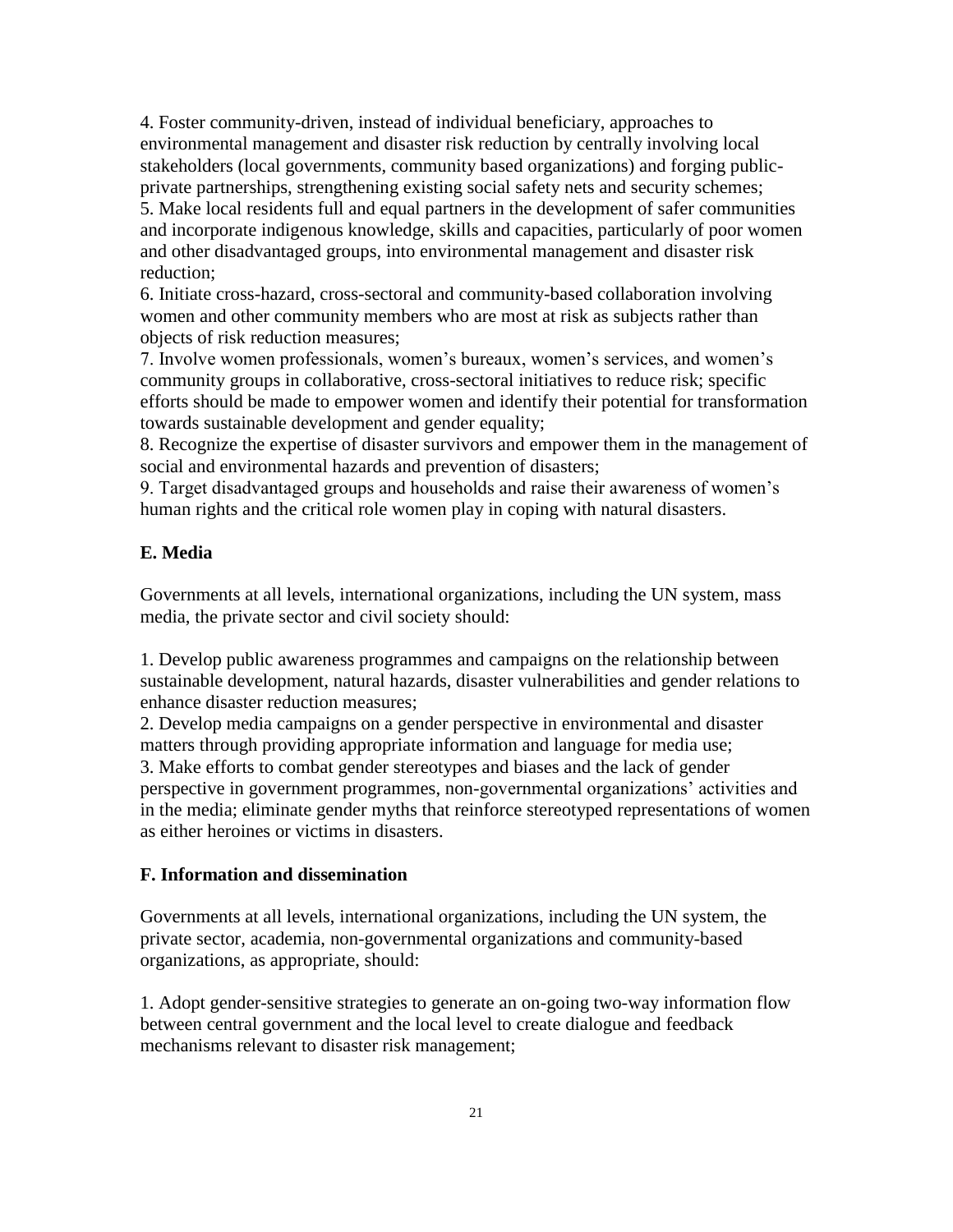4. Foster community-driven, instead of individual beneficiary, approaches to environmental management and disaster risk reduction by centrally involving local stakeholders (local governments, community based organizations) and forging public-private partnerships, strengthening existing social safety nets and security schemes;
5. Make local residents full and equal partners in the development of safer communities and incorporate indigenous knowledge, skills and capacities, particularly of poor women and other disadvantaged groups, into environmental management and disaster risk reduction;
6. Initiate cross-hazard, cross-sectoral and community-based collaboration involving women and other community members who are most at risk as subjects rather than objects of risk reduction measures;
7. Involve women professionals, women's bureaux, women's services, and women's community groups in collaborative, cross-sectoral initiatives to reduce risk; specific efforts should be made to empower women and identify their potential for transformation towards sustainable development and gender equality;
8. Recognize the expertise of disaster survivors and empower them in the management of social and environmental hazards and prevention of disasters;
9. Target disadvantaged groups and households and raise their awareness of women's human rights and the critical role women play in coping with natural disasters.

**E. Media**

Governments at all levels, international organizations, including the UN system, mass media, the private sector and civil society should:

1. Develop public awareness programmes and campaigns on the relationship between sustainable development, natural hazards, disaster vulnerabilities and gender relations to enhance disaster reduction measures;
2. Develop media campaigns on a gender perspective in environmental and disaster matters through providing appropriate information and language for media use;
3. Make efforts to combat gender stereotypes and biases and the lack of gender perspective in government programmes, non-governmental organizations' activities and in the media; eliminate gender myths that reinforce stereotyped representations of women as either heroines or victims in disasters.

**F. Information and dissemination**

Governments at all levels, international organizations, including the UN system, the private sector, academia, non-governmental organizations and community-based organizations, as appropriate, should:

1. Adopt gender-sensitive strategies to generate an on-going two-way information flow between central government and the local level to create dialogue and feedback mechanisms relevant to disaster risk management;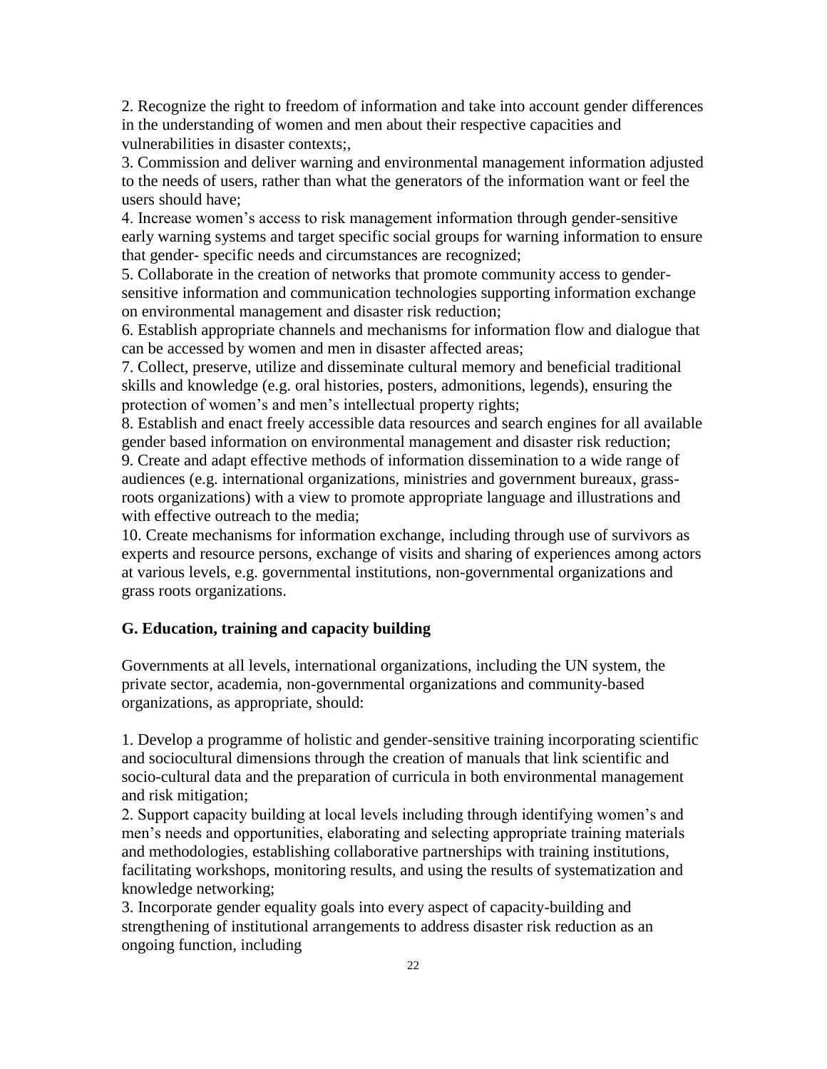2. Recognize the right to freedom of information and take into account gender differences in the understanding of women and men about their respective capacities and vulnerabilities in disaster contexts;,

3. Commission and deliver warning and environmental management information adjusted to the needs of users, rather than what the generators of the information want or feel the users should have;

4. Increase women's access to risk management information through gender-sensitive early warning systems and target specific social groups for warning information to ensure that gender- specific needs and circumstances are recognized;

5. Collaborate in the creation of networks that promote community access to gender-sensitive information and communication technologies supporting information exchange on environmental management and disaster risk reduction;

6. Establish appropriate channels and mechanisms for information flow and dialogue that can be accessed by women and men in disaster affected areas;

7. Collect, preserve, utilize and disseminate cultural memory and beneficial traditional skills and knowledge (e.g. oral histories, posters, admonitions, legends), ensuring the protection of women's and men's intellectual property rights;

8. Establish and enact freely accessible data resources and search engines for all available gender based information on environmental management and disaster risk reduction;

9. Create and adapt effective methods of information dissemination to a wide range of audiences (e.g. international organizations, ministries and government bureaux, grass-roots organizations) with a view to promote appropriate language and illustrations and with effective outreach to the media;

10. Create mechanisms for information exchange, including through use of survivors as experts and resource persons, exchange of visits and sharing of experiences among actors at various levels, e.g. governmental institutions, non-governmental organizations and grass roots organizations.

### G. Education, training and capacity building

Governments at all levels, international organizations, including the UN system, the private sector, academia, non-governmental organizations and community-based organizations, as appropriate, should:

1. Develop a programme of holistic and gender-sensitive training incorporating scientific and sociocultural dimensions through the creation of manuals that link scientific and socio-cultural data and the preparation of curricula in both environmental management and risk mitigation;

2. Support capacity building at local levels including through identifying women's and men's needs and opportunities, elaborating and selecting appropriate training materials and methodologies, establishing collaborative partnerships with training institutions, facilitating workshops, monitoring results, and using the results of systematization and knowledge networking;

3. Incorporate gender equality goals into every aspect of capacity-building and strengthening of institutional arrangements to address disaster risk reduction as an ongoing function, including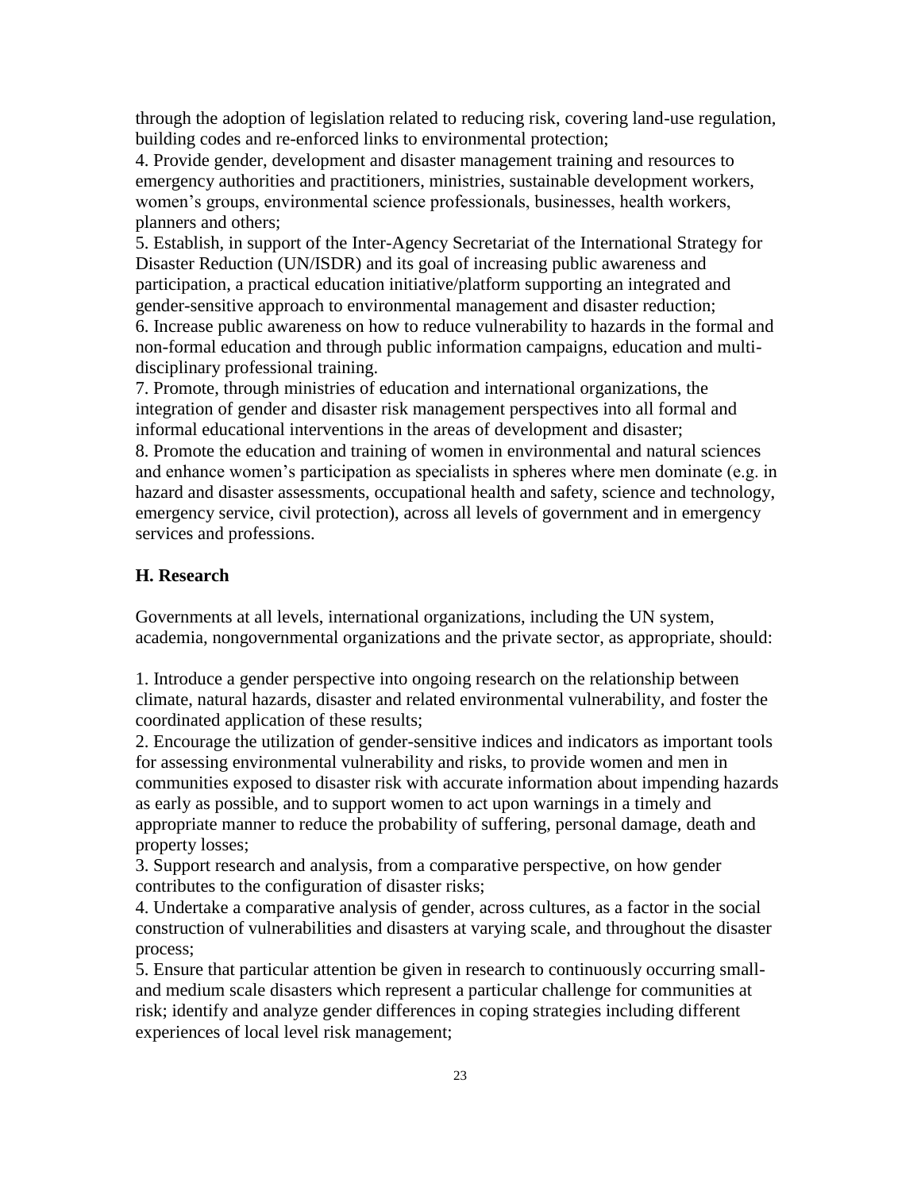through the adoption of legislation related to reducing risk, covering land-use regulation, building codes and re-enforced links to environmental protection;

4. Provide gender, development and disaster management training and resources to emergency authorities and practitioners, ministries, sustainable development workers, women's groups, environmental science professionals, businesses, health workers, planners and others;
5. Establish, in support of the Inter-Agency Secretariat of the International Strategy for Disaster Reduction (UN/ISDR) and its goal of increasing public awareness and participation, a practical education initiative/platform supporting an integrated and gender-sensitive approach to environmental management and disaster reduction;
6. Increase public awareness on how to reduce vulnerability to hazards in the formal and non-formal education and through public information campaigns, education and multi-disciplinary professional training.
7. Promote, through ministries of education and international organizations, the integration of gender and disaster risk management perspectives into all formal and informal educational interventions in the areas of development and disaster;
8. Promote the education and training of women in environmental and natural sciences and enhance women's participation as specialists in spheres where men dominate (e.g. in hazard and disaster assessments, occupational health and safety, science and technology, emergency service, civil protection), across all levels of government and in emergency services and professions.

### H. Research

Governments at all levels, international organizations, including the UN system, academia, nongovernmental organizations and the private sector, as appropriate, should:

1. Introduce a gender perspective into ongoing research on the relationship between climate, natural hazards, disaster and related environmental vulnerability, and foster the coordinated application of these results;
2. Encourage the utilization of gender-sensitive indices and indicators as important tools for assessing environmental vulnerability and risks, to provide women and men in communities exposed to disaster risk with accurate information about impending hazards as early as possible, and to support women to act upon warnings in a timely and appropriate manner to reduce the probability of suffering, personal damage, death and property losses;
3. Support research and analysis, from a comparative perspective, on how gender contributes to the configuration of disaster risks;
4. Undertake a comparative analysis of gender, across cultures, as a factor in the social construction of vulnerabilities and disasters at varying scale, and throughout the disaster process;
5. Ensure that particular attention be given in research to continuously occurring small- and medium scale disasters which represent a particular challenge for communities at risk; identify and analyze gender differences in coping strategies including different experiences of local level risk management;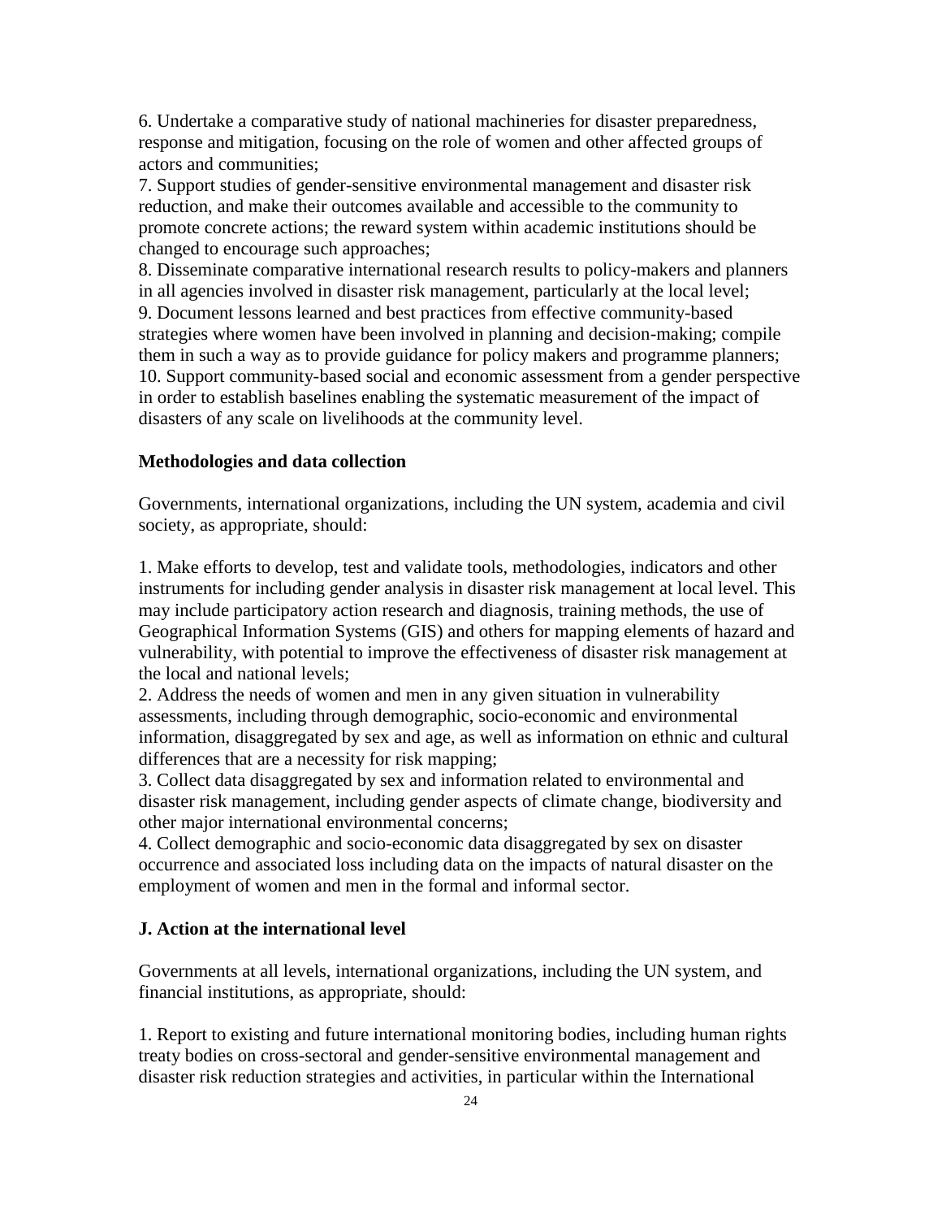6. Undertake a comparative study of national machineries for disaster preparedness, response and mitigation, focusing on the role of women and other affected groups of actors and communities;
7. Support studies of gender-sensitive environmental management and disaster risk reduction, and make their outcomes available and accessible to the community to promote concrete actions; the reward system within academic institutions should be changed to encourage such approaches;
8. Disseminate comparative international research results to policy-makers and planners in all agencies involved in disaster risk management, particularly at the local level;
9. Document lessons learned and best practices from effective community-based strategies where women have been involved in planning and decision-making; compile them in such a way as to provide guidance for policy makers and programme planners;
10. Support community-based social and economic assessment from a gender perspective in order to establish baselines enabling the systematic measurement of the impact of disasters of any scale on livelihoods at the community level.

**Methodologies and data collection**

Governments, international organizations, including the UN system, academia and civil society, as appropriate, should:

1. Make efforts to develop, test and validate tools, methodologies, indicators and other instruments for including gender analysis in disaster risk management at local level. This may include participatory action research and diagnosis, training methods, the use of Geographical Information Systems (GIS) and others for mapping elements of hazard and vulnerability, with potential to improve the effectiveness of disaster risk management at the local and national levels;
2. Address the needs of women and men in any given situation in vulnerability assessments, including through demographic, socio-economic and environmental information, disaggregated by sex and age, as well as information on ethnic and cultural differences that are a necessity for risk mapping;
3. Collect data disaggregated by sex and information related to environmental and disaster risk management, including gender aspects of climate change, biodiversity and other major international environmental concerns;
4. Collect demographic and socio-economic data disaggregated by sex on disaster occurrence and associated loss including data on the impacts of natural disaster on the employment of women and men in the formal and informal sector.

**J. Action at the international level**

Governments at all levels, international organizations, including the UN system, and financial institutions, as appropriate, should:

1. Report to existing and future international monitoring bodies, including human rights treaty bodies on cross-sectoral and gender-sensitive environmental management and disaster risk reduction strategies and activities, in particular within the International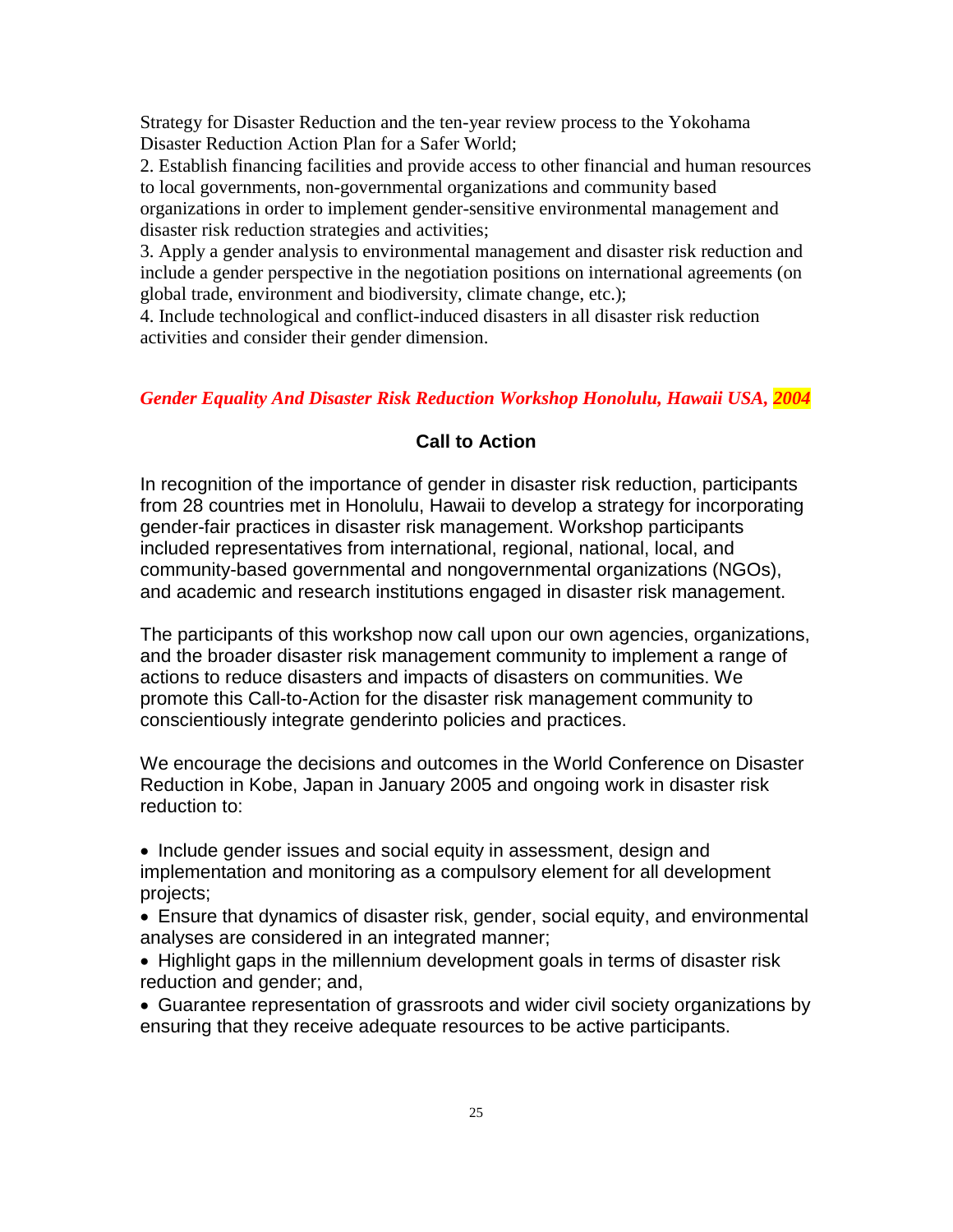Strategy for Disaster Reduction and the ten-year review process to the Yokohama Disaster Reduction Action Plan for a Safer World;

2. Establish financing facilities and provide access to other financial and human resources to local governments, non-governmental organizations and community based organizations in order to implement gender-sensitive environmental management and disaster risk reduction strategies and activities;

3. Apply a gender analysis to environmental management and disaster risk reduction and include a gender perspective in the negotiation positions on international agreements (on global trade, environment and biodiversity, climate change, etc.);

4. Include technological and conflict-induced disasters in all disaster risk reduction activities and consider their gender dimension.

***Gender Equality And Disaster Risk Reduction Workshop Honolulu, Hawaii USA, 2004***

## Call to Action

In recognition of the importance of gender in disaster risk reduction, participants from 28 countries met in Honolulu, Hawaii to develop a strategy for incorporating gender-fair practices in disaster risk management. Workshop participants included representatives from international, regional, national, local, and community-based governmental and nongovernmental organizations (NGOs), and academic and research institutions engaged in disaster risk management.

The participants of this workshop now call upon our own agencies, organizations, and the broader disaster risk management community to implement a range of actions to reduce disasters and impacts of disasters on communities. We promote this Call-to-Action for the disaster risk management community to conscientiously integrate genderinto policies and practices.

We encourage the decisions and outcomes in the World Conference on Disaster Reduction in Kobe, Japan in January 2005 and ongoing work in disaster risk reduction to:

- Include gender issues and social equity in assessment, design and implementation and monitoring as a compulsory element for all development projects;
- Ensure that dynamics of disaster risk, gender, social equity, and environmental analyses are considered in an integrated manner;
- Highlight gaps in the millennium development goals in terms of disaster risk reduction and gender; and,
- Guarantee representation of grassroots and wider civil society organizations by ensuring that they receive adequate resources to be active participants.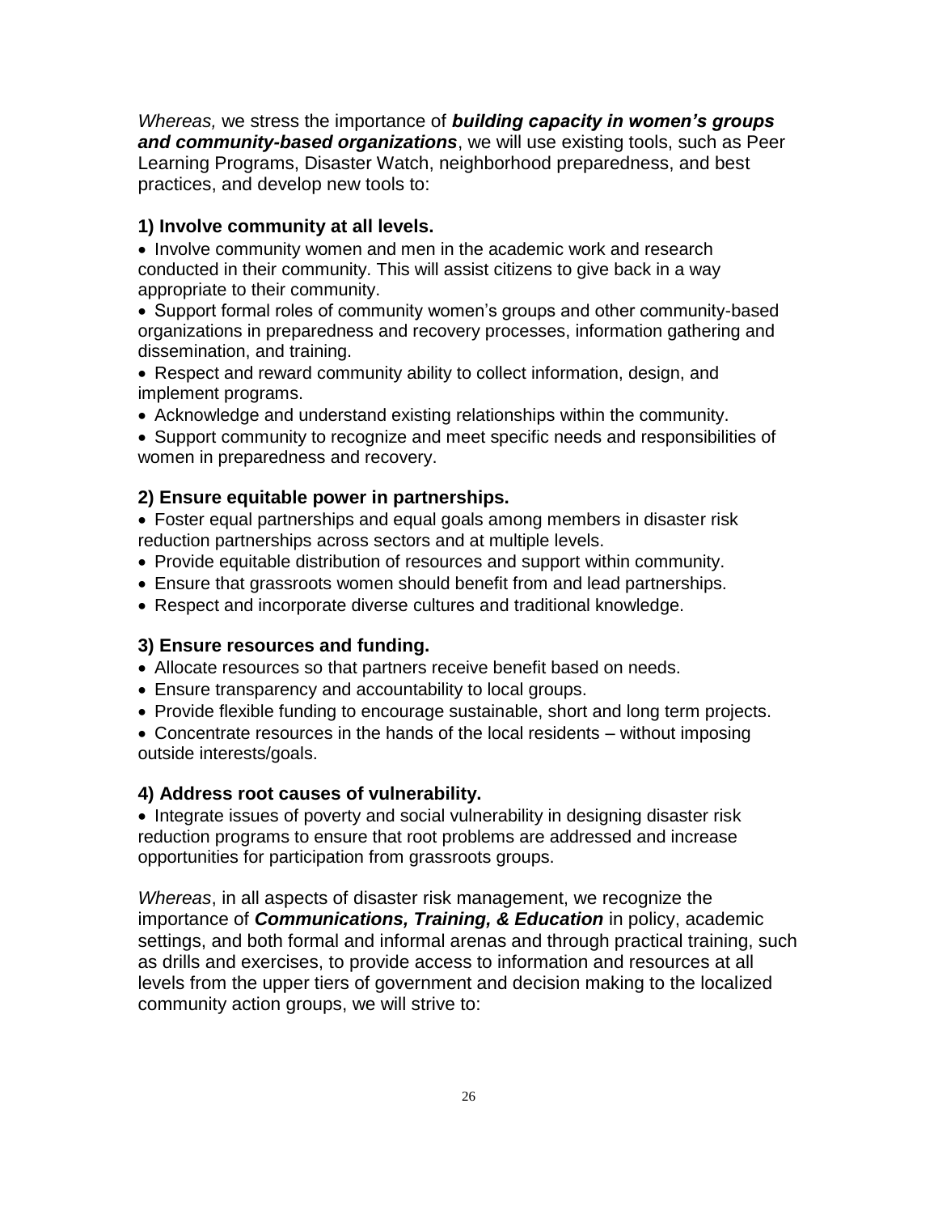*Whereas,* we stress the importance of ***building capacity in women's groups and community-based organizations***, we will use existing tools, such as Peer Learning Programs, Disaster Watch, neighborhood preparedness, and best practices, and develop new tools to:

### 1) Involve community at all levels.

- Involve community women and men in the academic work and research conducted in their community. This will assist citizens to give back in a way appropriate to their community.
- Support formal roles of community women's groups and other community-based organizations in preparedness and recovery processes, information gathering and dissemination, and training.
- Respect and reward community ability to collect information, design, and implement programs.
- Acknowledge and understand existing relationships within the community.
- Support community to recognize and meet specific needs and responsibilities of women in preparedness and recovery.

### 2) Ensure equitable power in partnerships.

- Foster equal partnerships and equal goals among members in disaster risk reduction partnerships across sectors and at multiple levels.
- Provide equitable distribution of resources and support within community.
- Ensure that grassroots women should benefit from and lead partnerships.
- Respect and incorporate diverse cultures and traditional knowledge.

### 3) Ensure resources and funding.

- Allocate resources so that partners receive benefit based on needs.
- Ensure transparency and accountability to local groups.
- Provide flexible funding to encourage sustainable, short and long term projects.
- Concentrate resources in the hands of the local residents – without imposing outside interests/goals.

### 4) Address root causes of vulnerability.

- Integrate issues of poverty and social vulnerability in designing disaster risk reduction programs to ensure that root problems are addressed and increase opportunities for participation from grassroots groups.

*Whereas*, in all aspects of disaster risk management, we recognize the importance of ***Communications, Training, & Education*** in policy, academic settings, and both formal and informal arenas and through practical training, such as drills and exercises, to provide access to information and resources at all levels from the upper tiers of government and decision making to the localized community action groups, we will strive to: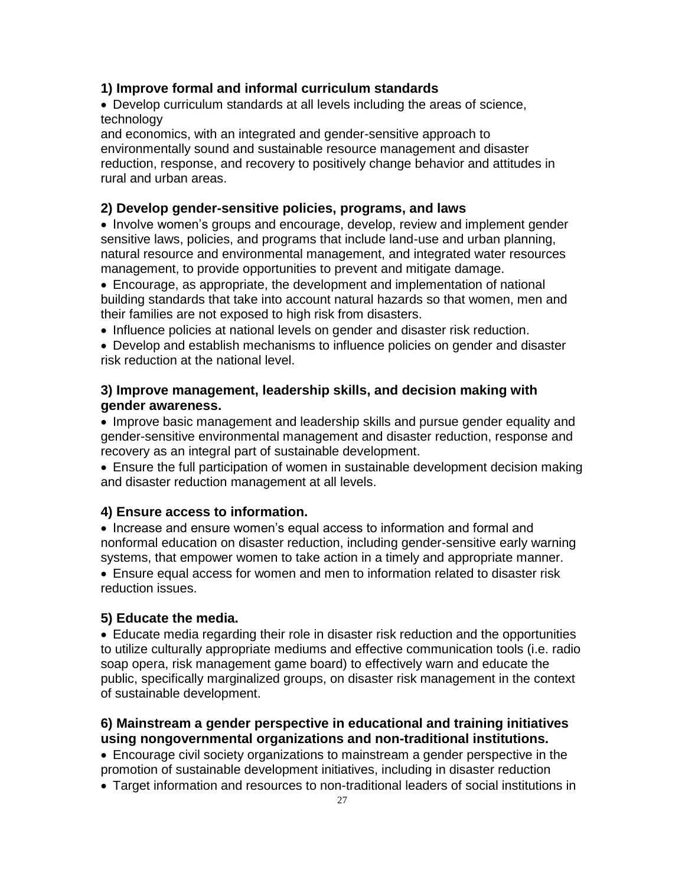### 1) Improve formal and informal curriculum standards

- Develop curriculum standards at all levels including the areas of science, technology and economics, with an integrated and gender-sensitive approach to environmentally sound and sustainable resource management and disaster reduction, response, and recovery to positively change behavior and attitudes in rural and urban areas.

### 2) Develop gender-sensitive policies, programs, and laws

- Involve women's groups and encourage, develop, review and implement gender sensitive laws, policies, and programs that include land-use and urban planning, natural resource and environmental management, and integrated water resources management, to provide opportunities to prevent and mitigate damage.
- Encourage, as appropriate, the development and implementation of national building standards that take into account natural hazards so that women, men and their families are not exposed to high risk from disasters.
- Influence policies at national levels on gender and disaster risk reduction.
- Develop and establish mechanisms to influence policies on gender and disaster risk reduction at the national level.

### 3) Improve management, leadership skills, and decision making with gender awareness.

- Improve basic management and leadership skills and pursue gender equality and gender-sensitive environmental management and disaster reduction, response and recovery as an integral part of sustainable development.
- Ensure the full participation of women in sustainable development decision making and disaster reduction management at all levels.

### 4) Ensure access to information.

- Increase and ensure women's equal access to information and formal and nonformal education on disaster reduction, including gender-sensitive early warning systems, that empower women to take action in a timely and appropriate manner.
- Ensure equal access for women and men to information related to disaster risk reduction issues.

### 5) Educate the media.

- Educate media regarding their role in disaster risk reduction and the opportunities to utilize culturally appropriate mediums and effective communication tools (i.e. radio soap opera, risk management game board) to effectively warn and educate the public, specifically marginalized groups, on disaster risk management in the context of sustainable development.

### 6) Mainstream a gender perspective in educational and training initiatives using nongovernmental organizations and non-traditional institutions.

- Encourage civil society organizations to mainstream a gender perspective in the promotion of sustainable development initiatives, including in disaster reduction
- Target information and resources to non-traditional leaders of social institutions in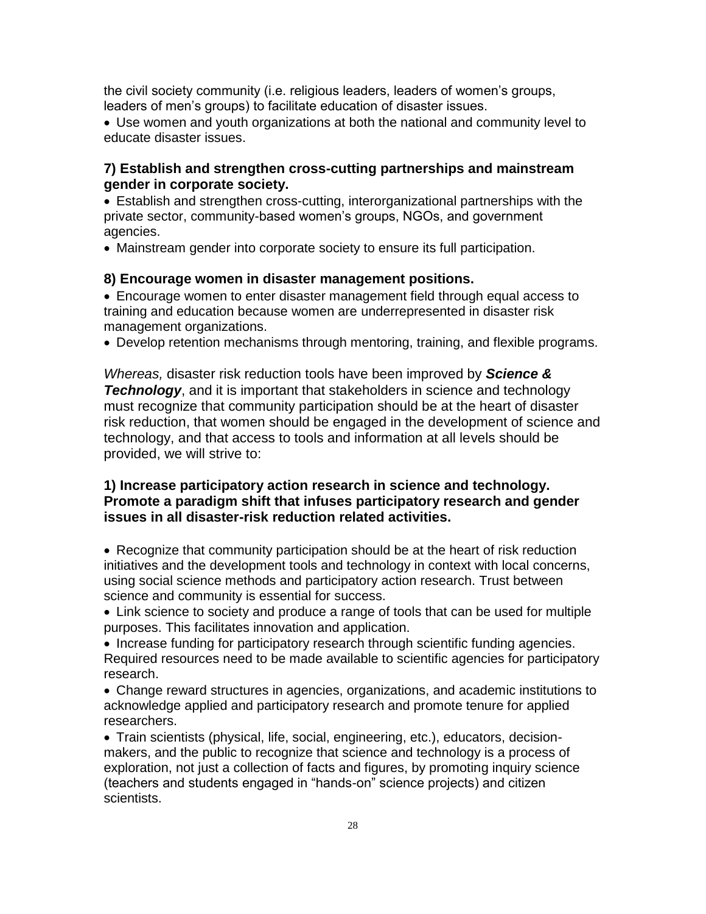the civil society community (i.e. religious leaders, leaders of women's groups, leaders of men's groups) to facilitate education of disaster issues.

- Use women and youth organizations at both the national and community level to educate disaster issues.

### 7) Establish and strengthen cross-cutting partnerships and mainstream gender in corporate society.

- Establish and strengthen cross-cutting, interorganizational partnerships with the private sector, community-based women's groups, NGOs, and government agencies.
- Mainstream gender into corporate society to ensure its full participation.

### 8) Encourage women in disaster management positions.

- Encourage women to enter disaster management field through equal access to training and education because women are underrepresented in disaster risk management organizations.
- Develop retention mechanisms through mentoring, training, and flexible programs.

*Whereas,* disaster risk reduction tools have been improved by ***Science & Technology***, and it is important that stakeholders in science and technology must recognize that community participation should be at the heart of disaster risk reduction, that women should be engaged in the development of science and technology, and that access to tools and information at all levels should be provided, we will strive to:

### 1) Increase participatory action research in science and technology. Promote a paradigm shift that infuses participatory research and gender issues in all disaster-risk reduction related activities.

- Recognize that community participation should be at the heart of risk reduction initiatives and the development tools and technology in context with local concerns, using social science methods and participatory action research. Trust between science and community is essential for success.
- Link science to society and produce a range of tools that can be used for multiple purposes. This facilitates innovation and application.
- Increase funding for participatory research through scientific funding agencies. Required resources need to be made available to scientific agencies for participatory research.
- Change reward structures in agencies, organizations, and academic institutions to acknowledge applied and participatory research and promote tenure for applied researchers.
- Train scientists (physical, life, social, engineering, etc.), educators, decision-makers, and the public to recognize that science and technology is a process of exploration, not just a collection of facts and figures, by promoting inquiry science (teachers and students engaged in "hands-on" science projects) and citizen scientists.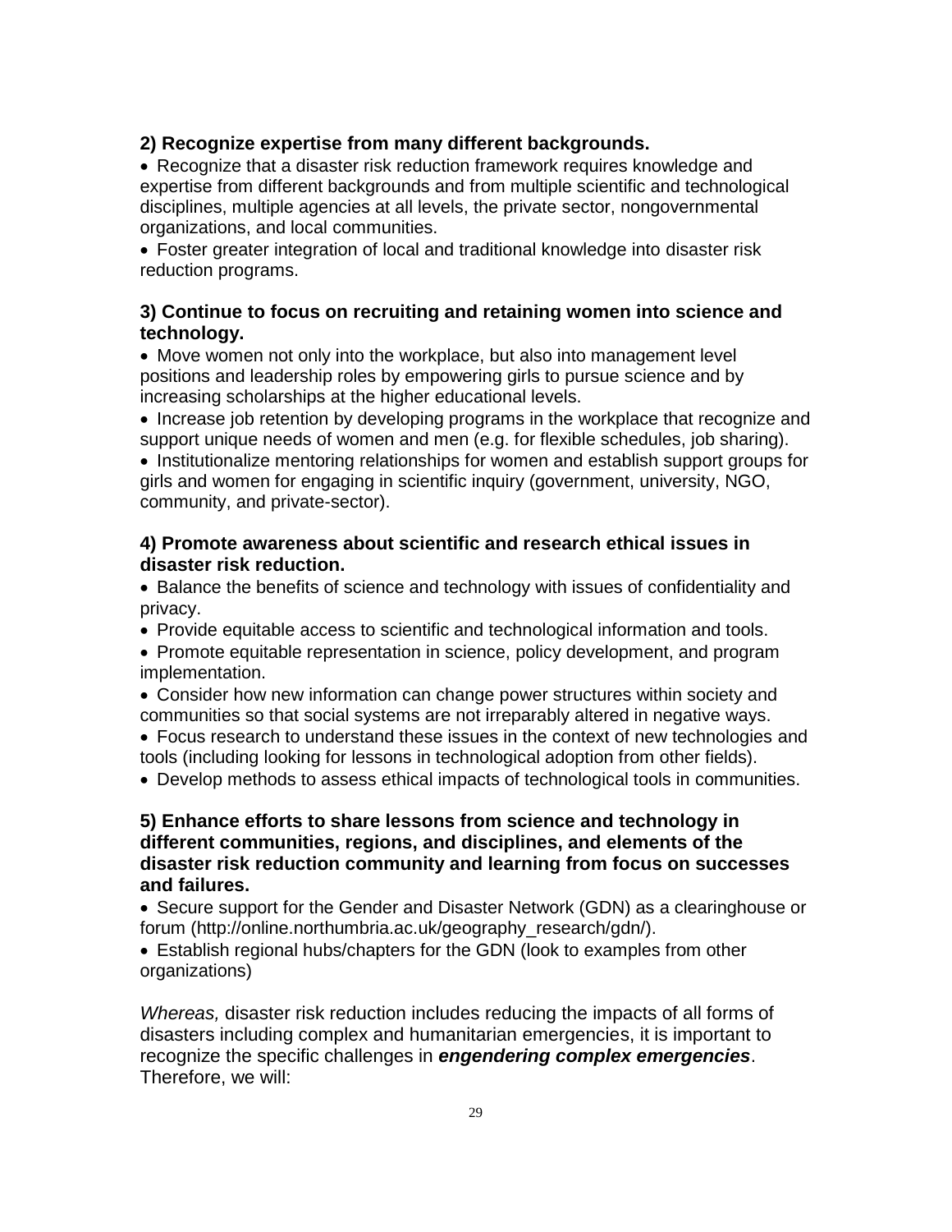**2) Recognize expertise from many different backgrounds.**

- Recognize that a disaster risk reduction framework requires knowledge and expertise from different backgrounds and from multiple scientific and technological disciplines, multiple agencies at all levels, the private sector, nongovernmental organizations, and local communities.
- Foster greater integration of local and traditional knowledge into disaster risk reduction programs.

**3) Continue to focus on recruiting and retaining women into science and technology.**

- Move women not only into the workplace, but also into management level positions and leadership roles by empowering girls to pursue science and by increasing scholarships at the higher educational levels.
- Increase job retention by developing programs in the workplace that recognize and support unique needs of women and men (e.g. for flexible schedules, job sharing).
- Institutionalize mentoring relationships for women and establish support groups for girls and women for engaging in scientific inquiry (government, university, NGO, community, and private-sector).

**4) Promote awareness about scientific and research ethical issues in disaster risk reduction.**

- Balance the benefits of science and technology with issues of confidentiality and privacy.
- Provide equitable access to scientific and technological information and tools.
- Promote equitable representation in science, policy development, and program implementation.
- Consider how new information can change power structures within society and communities so that social systems are not irreparably altered in negative ways.
- Focus research to understand these issues in the context of new technologies and tools (including looking for lessons in technological adoption from other fields).
- Develop methods to assess ethical impacts of technological tools in communities.

**5) Enhance efforts to share lessons from science and technology in different communities, regions, and disciplines, and elements of the disaster risk reduction community and learning from focus on successes and failures.**

- Secure support for the Gender and Disaster Network (GDN) as a clearinghouse or forum (http://online.northumbria.ac.uk/geography_research/gdn/).
- Establish regional hubs/chapters for the GDN (look to examples from other organizations)

*Whereas,* disaster risk reduction includes reducing the impacts of all forms of disasters including complex and humanitarian emergencies, it is important to recognize the specific challenges in ***engendering complex emergencies***. Therefore, we will: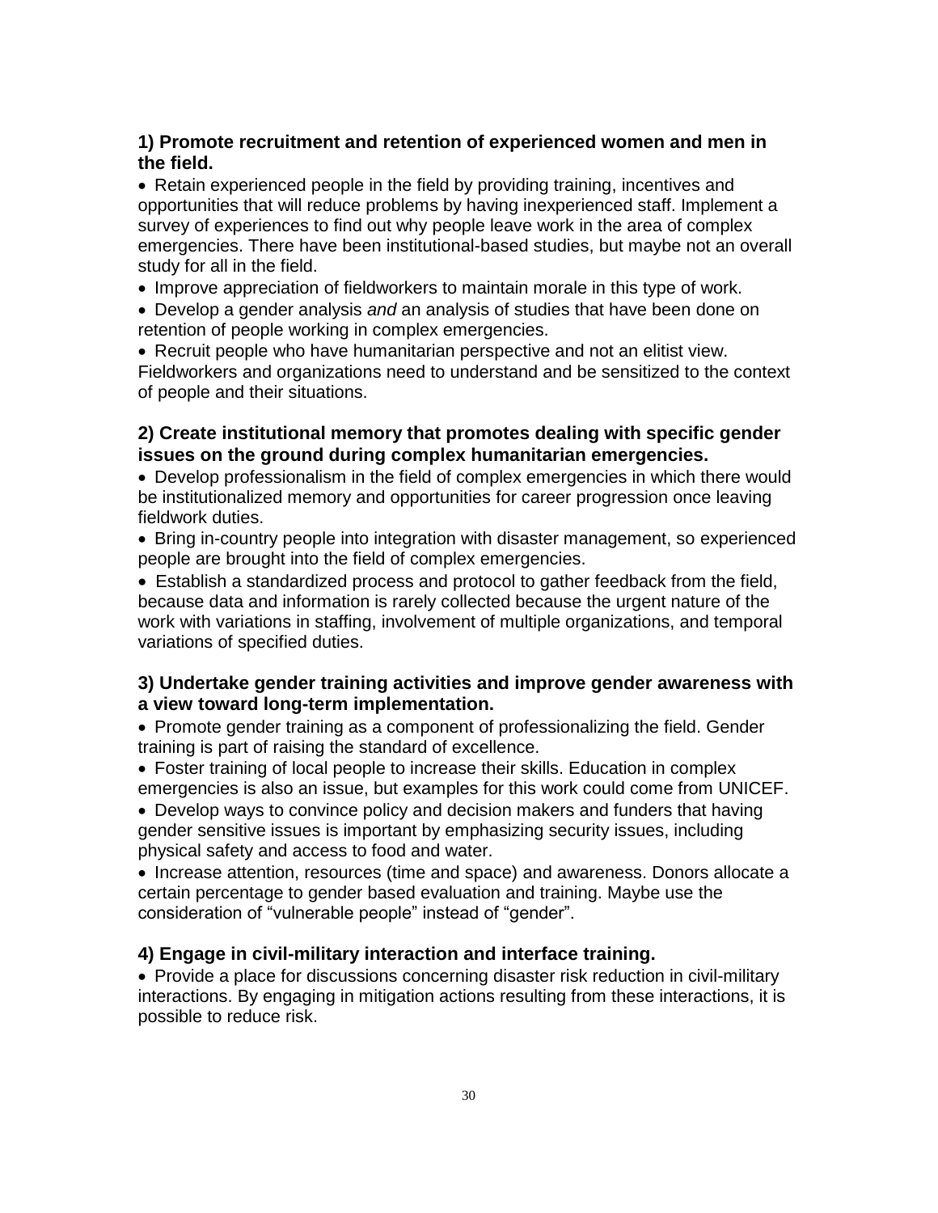**1) Promote recruitment and retention of experienced women and men in the field.**

- Retain experienced people in the field by providing training, incentives and opportunities that will reduce problems by having inexperienced staff. Implement a survey of experiences to find out why people leave work in the area of complex emergencies. There have been institutional-based studies, but maybe not an overall study for all in the field.
- Improve appreciation of fieldworkers to maintain morale in this type of work.
- Develop a gender analysis *and* an analysis of studies that have been done on retention of people working in complex emergencies.
- Recruit people who have humanitarian perspective and not an elitist view. Fieldworkers and organizations need to understand and be sensitized to the context of people and their situations.

**2) Create institutional memory that promotes dealing with specific gender issues on the ground during complex humanitarian emergencies.**

- Develop professionalism in the field of complex emergencies in which there would be institutionalized memory and opportunities for career progression once leaving fieldwork duties.
- Bring in-country people into integration with disaster management, so experienced people are brought into the field of complex emergencies.
- Establish a standardized process and protocol to gather feedback from the field, because data and information is rarely collected because the urgent nature of the work with variations in staffing, involvement of multiple organizations, and temporal variations of specified duties.

**3) Undertake gender training activities and improve gender awareness with a view toward long-term implementation.**

- Promote gender training as a component of professionalizing the field. Gender training is part of raising the standard of excellence.
- Foster training of local people to increase their skills. Education in complex emergencies is also an issue, but examples for this work could come from UNICEF.
- Develop ways to convince policy and decision makers and funders that having gender sensitive issues is important by emphasizing security issues, including physical safety and access to food and water.
- Increase attention, resources (time and space) and awareness. Donors allocate a certain percentage to gender based evaluation and training. Maybe use the consideration of "vulnerable people" instead of "gender".

**4) Engage in civil-military interaction and interface training.**

- Provide a place for discussions concerning disaster risk reduction in civil-military interactions. By engaging in mitigation actions resulting from these interactions, it is possible to reduce risk.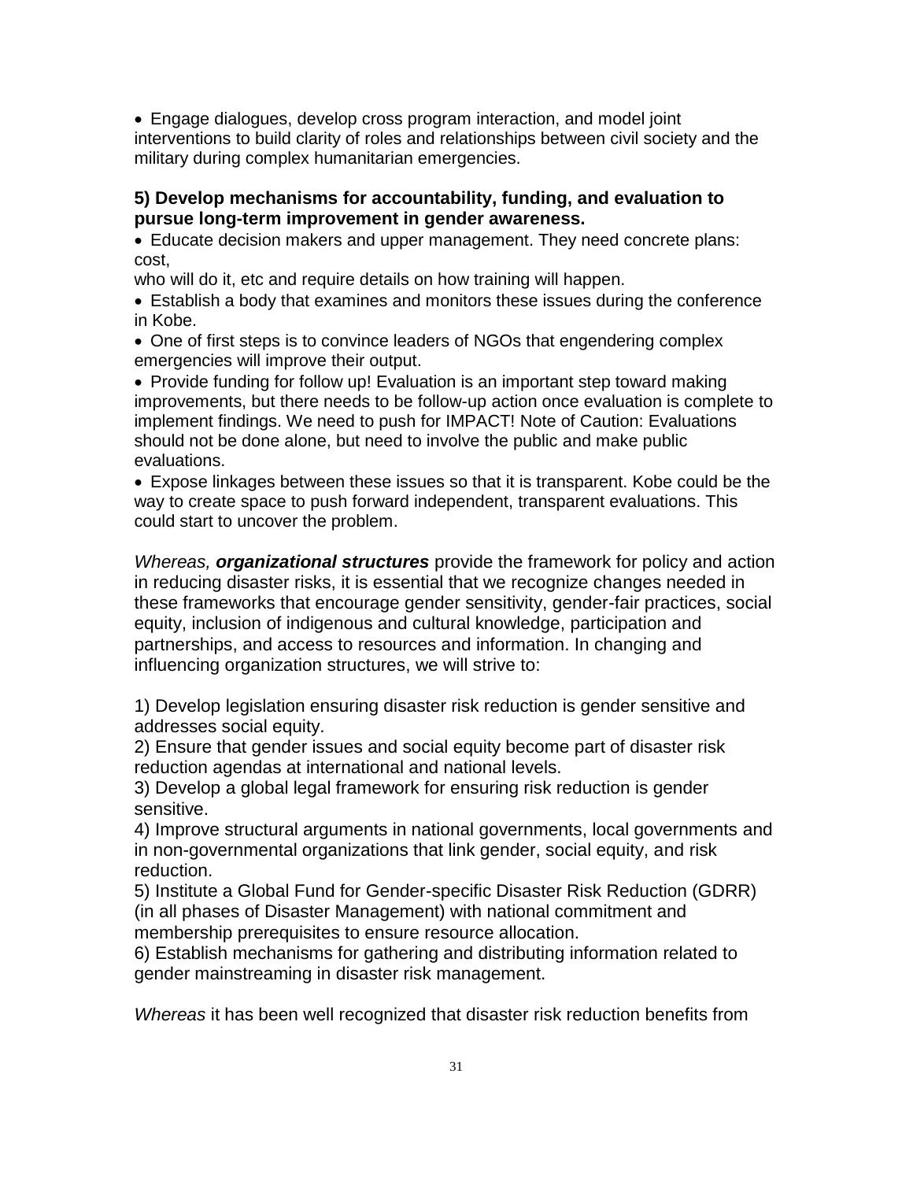- Engage dialogues, develop cross program interaction, and model joint interventions to build clarity of roles and relationships between civil society and the military during complex humanitarian emergencies.

**5) Develop mechanisms for accountability, funding, and evaluation to pursue long-term improvement in gender awareness.**

- Educate decision makers and upper management. They need concrete plans: cost, who will do it, etc and require details on how training will happen.
- Establish a body that examines and monitors these issues during the conference in Kobe.
- One of first steps is to convince leaders of NGOs that engendering complex emergencies will improve their output.
- Provide funding for follow up! Evaluation is an important step toward making improvements, but there needs to be follow-up action once evaluation is complete to implement findings. We need to push for IMPACT! Note of Caution: Evaluations should not be done alone, but need to involve the public and make public evaluations.
- Expose linkages between these issues so that it is transparent. Kobe could be the way to create space to push forward independent, transparent evaluations. This could start to uncover the problem.

*Whereas,* ***organizational structures*** provide the framework for policy and action in reducing disaster risks, it is essential that we recognize changes needed in these frameworks that encourage gender sensitivity, gender-fair practices, social equity, inclusion of indigenous and cultural knowledge, participation and partnerships, and access to resources and information. In changing and influencing organization structures, we will strive to:

1) Develop legislation ensuring disaster risk reduction is gender sensitive and addresses social equity.
2) Ensure that gender issues and social equity become part of disaster risk reduction agendas at international and national levels.
3) Develop a global legal framework for ensuring risk reduction is gender sensitive.
4) Improve structural arguments in national governments, local governments and in non-governmental organizations that link gender, social equity, and risk reduction.
5) Institute a Global Fund for Gender-specific Disaster Risk Reduction (GDRR) (in all phases of Disaster Management) with national commitment and membership prerequisites to ensure resource allocation.
6) Establish mechanisms for gathering and distributing information related to gender mainstreaming in disaster risk management.

*Whereas* it has been well recognized that disaster risk reduction benefits from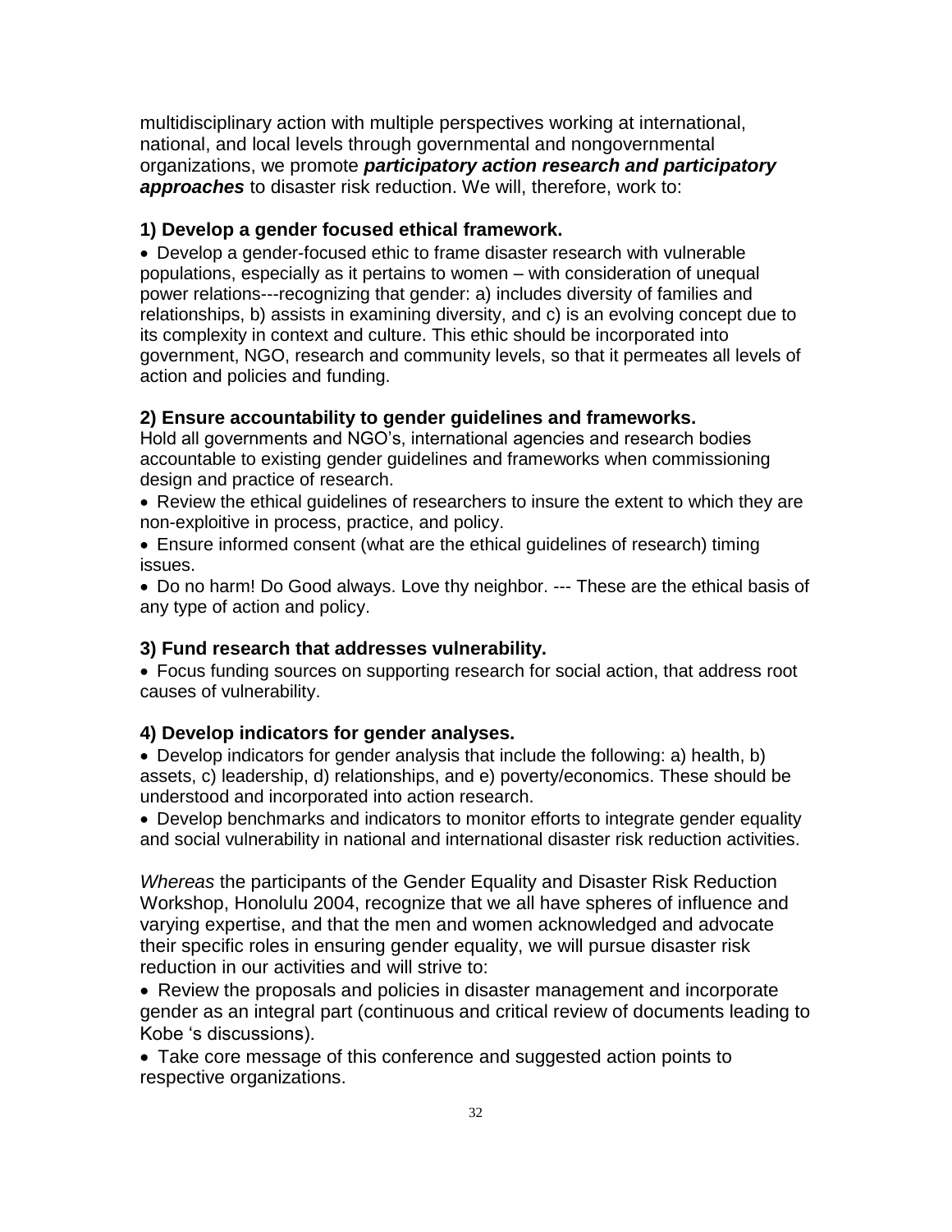multidisciplinary action with multiple perspectives working at international, national, and local levels through governmental and nongovernmental organizations, we promote ***participatory action research and participatory approaches*** to disaster risk reduction. We will, therefore, work to:

**1) Develop a gender focused ethical framework.**

- Develop a gender-focused ethic to frame disaster research with vulnerable populations, especially as it pertains to women – with consideration of unequal power relations---recognizing that gender: a) includes diversity of families and relationships, b) assists in examining diversity, and c) is an evolving concept due to its complexity in context and culture. This ethic should be incorporated into government, NGO, research and community levels, so that it permeates all levels of action and policies and funding.

**2) Ensure accountability to gender guidelines and frameworks.**

Hold all governments and NGO's, international agencies and research bodies accountable to existing gender guidelines and frameworks when commissioning design and practice of research.

- Review the ethical guidelines of researchers to insure the extent to which they are non-exploitive in process, practice, and policy.
- Ensure informed consent (what are the ethical guidelines of research) timing issues.
- Do no harm! Do Good always. Love thy neighbor. --- These are the ethical basis of any type of action and policy.

**3) Fund research that addresses vulnerability.**

- Focus funding sources on supporting research for social action, that address root causes of vulnerability.

**4) Develop indicators for gender analyses.**

- Develop indicators for gender analysis that include the following: a) health, b) assets, c) leadership, d) relationships, and e) poverty/economics. These should be understood and incorporated into action research.
- Develop benchmarks and indicators to monitor efforts to integrate gender equality and social vulnerability in national and international disaster risk reduction activities.

*Whereas* the participants of the Gender Equality and Disaster Risk Reduction Workshop, Honolulu 2004, recognize that we all have spheres of influence and varying expertise, and that the men and women acknowledged and advocate their specific roles in ensuring gender equality, we will pursue disaster risk reduction in our activities and will strive to:

- Review the proposals and policies in disaster management and incorporate gender as an integral part (continuous and critical review of documents leading to Kobe 's discussions).
- Take core message of this conference and suggested action points to respective organizations.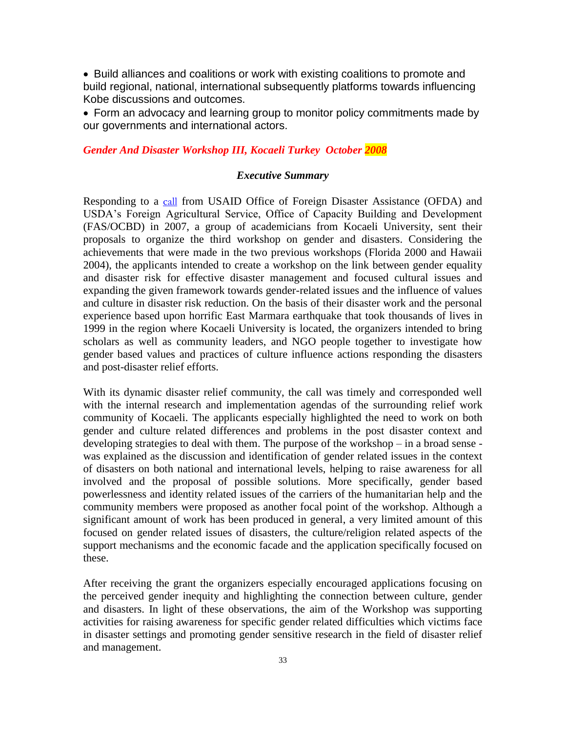- Build alliances and coalitions or work with existing coalitions to promote and build regional, national, international subsequently platforms towards influencing Kobe discussions and outcomes.
- Form an advocacy and learning group to monitor policy commitments made by our governments and international actors.

***Gender And Disaster Workshop III, Kocaeli Turkey October 2008***

### *Executive Summary*

Responding to a call from USAID Office of Foreign Disaster Assistance (OFDA) and USDA's Foreign Agricultural Service, Office of Capacity Building and Development (FAS/OCBD) in 2007, a group of academicians from Kocaeli University, sent their proposals to organize the third workshop on gender and disasters. Considering the achievements that were made in the two previous workshops (Florida 2000 and Hawaii 2004), the applicants intended to create a workshop on the link between gender equality and disaster risk for effective disaster management and focused cultural issues and expanding the given framework towards gender-related issues and the influence of values and culture in disaster risk reduction. On the basis of their disaster work and the personal experience based upon horrific East Marmara earthquake that took thousands of lives in 1999 in the region where Kocaeli University is located, the organizers intended to bring scholars as well as community leaders, and NGO people together to investigate how gender based values and practices of culture influence actions responding the disasters and post-disaster relief efforts.

With its dynamic disaster relief community, the call was timely and corresponded well with the internal research and implementation agendas of the surrounding relief work community of Kocaeli. The applicants especially highlighted the need to work on both gender and culture related differences and problems in the post disaster context and developing strategies to deal with them. The purpose of the workshop – in a broad sense - was explained as the discussion and identification of gender related issues in the context of disasters on both national and international levels, helping to raise awareness for all involved and the proposal of possible solutions. More specifically, gender based powerlessness and identity related issues of the carriers of the humanitarian help and the community members were proposed as another focal point of the workshop. Although a significant amount of work has been produced in general, a very limited amount of this focused on gender related issues of disasters, the culture/religion related aspects of the support mechanisms and the economic facade and the application specifically focused on these.

After receiving the grant the organizers especially encouraged applications focusing on the perceived gender inequity and highlighting the connection between culture, gender and disasters. In light of these observations, the aim of the Workshop was supporting activities for raising awareness for specific gender related difficulties which victims face in disaster settings and promoting gender sensitive research in the field of disaster relief and management.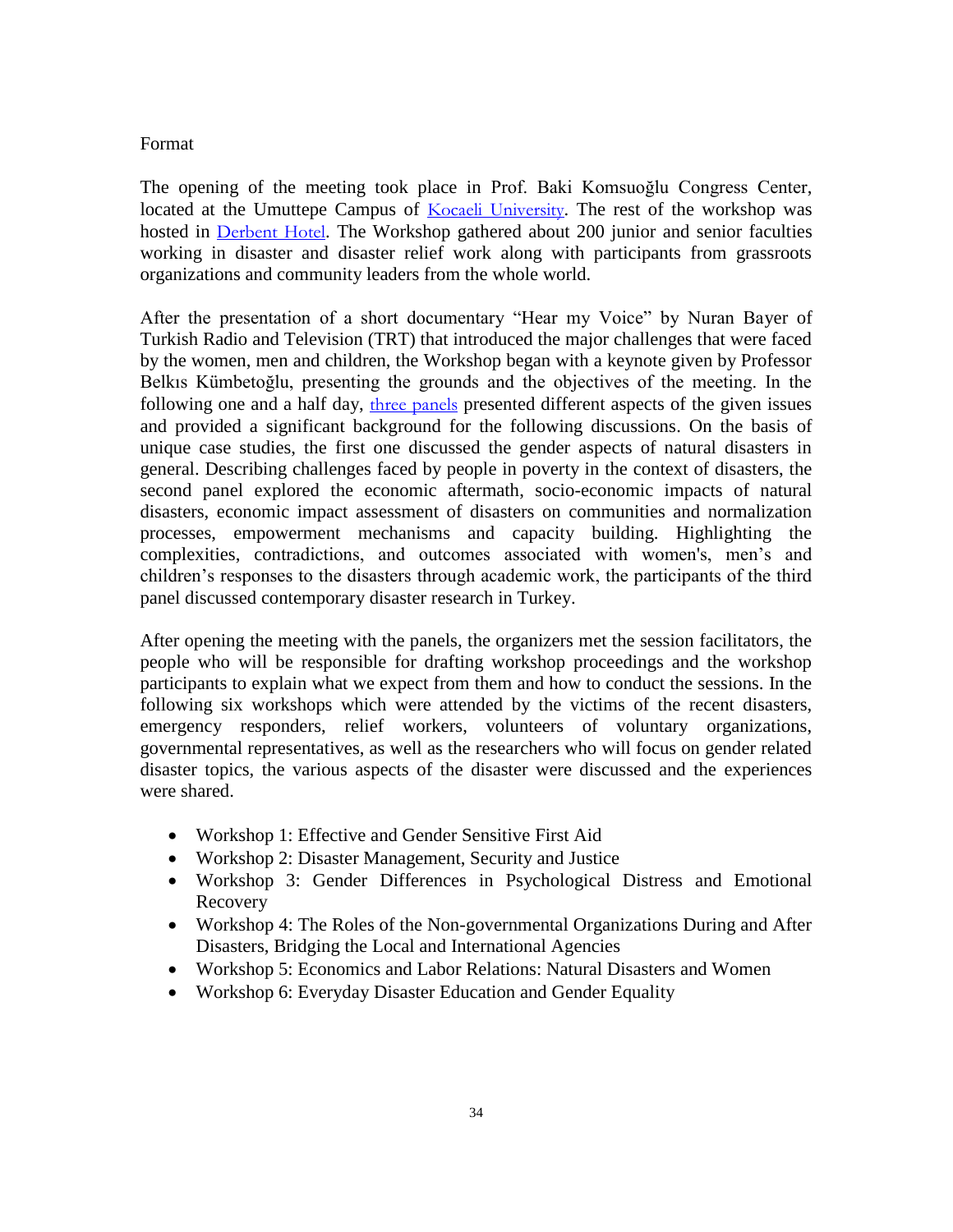Format

The opening of the meeting took place in Prof. Baki Komsuoğlu Congress Center, located at the Umuttepe Campus of Kocaeli University. The rest of the workshop was hosted in Derbent Hotel. The Workshop gathered about 200 junior and senior faculties working in disaster and disaster relief work along with participants from grassroots organizations and community leaders from the whole world.

After the presentation of a short documentary "Hear my Voice" by Nuran Bayer of Turkish Radio and Television (TRT) that introduced the major challenges that were faced by the women, men and children, the Workshop began with a keynote given by Professor Belkıs Kümbetoğlu, presenting the grounds and the objectives of the meeting. In the following one and a half day, three panels presented different aspects of the given issues and provided a significant background for the following discussions. On the basis of unique case studies, the first one discussed the gender aspects of natural disasters in general. Describing challenges faced by people in poverty in the context of disasters, the second panel explored the economic aftermath, socio-economic impacts of natural disasters, economic impact assessment of disasters on communities and normalization processes, empowerment mechanisms and capacity building. Highlighting the complexities, contradictions, and outcomes associated with women's, men's and children's responses to the disasters through academic work, the participants of the third panel discussed contemporary disaster research in Turkey.

After opening the meeting with the panels, the organizers met the session facilitators, the people who will be responsible for drafting workshop proceedings and the workshop participants to explain what we expect from them and how to conduct the sessions. In the following six workshops which were attended by the victims of the recent disasters, emergency responders, relief workers, volunteers of voluntary organizations, governmental representatives, as well as the researchers who will focus on gender related disaster topics, the various aspects of the disaster were discussed and the experiences were shared.

- Workshop 1: Effective and Gender Sensitive First Aid
- Workshop 2: Disaster Management, Security and Justice
- Workshop 3: Gender Differences in Psychological Distress and Emotional Recovery
- Workshop 4: The Roles of the Non-governmental Organizations During and After Disasters, Bridging the Local and International Agencies
- Workshop 5: Economics and Labor Relations: Natural Disasters and Women
- Workshop 6: Everyday Disaster Education and Gender Equality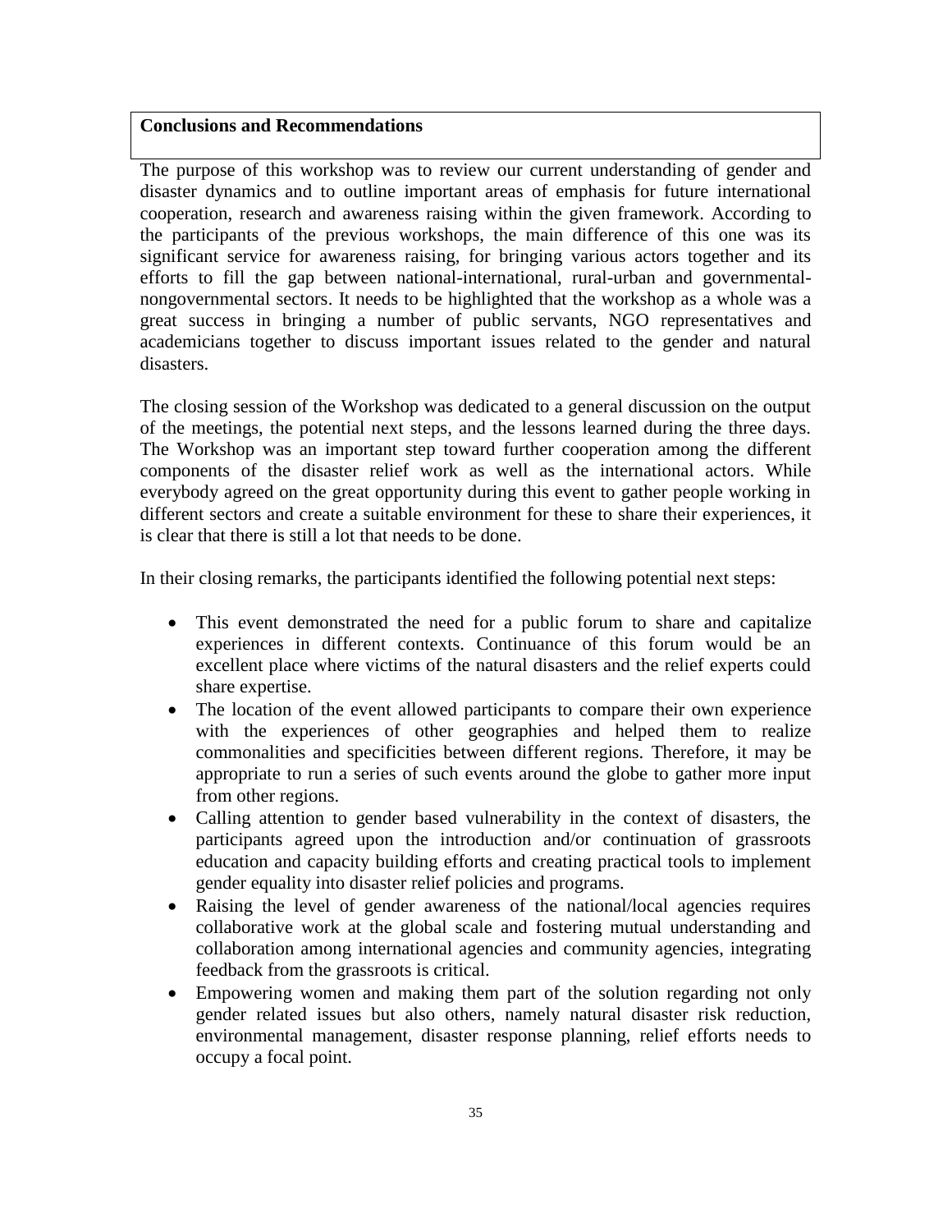## Conclusions and Recommendations

The purpose of this workshop was to review our current understanding of gender and disaster dynamics and to outline important areas of emphasis for future international cooperation, research and awareness raising within the given framework. According to the participants of the previous workshops, the main difference of this one was its significant service for awareness raising, for bringing various actors together and its efforts to fill the gap between national-international, rural-urban and governmental-nongovernmental sectors. It needs to be highlighted that the workshop as a whole was a great success in bringing a number of public servants, NGO representatives and academicians together to discuss important issues related to the gender and natural disasters.

The closing session of the Workshop was dedicated to a general discussion on the output of the meetings, the potential next steps, and the lessons learned during the three days. The Workshop was an important step toward further cooperation among the different components of the disaster relief work as well as the international actors. While everybody agreed on the great opportunity during this event to gather people working in different sectors and create a suitable environment for these to share their experiences, it is clear that there is still a lot that needs to be done.

In their closing remarks, the participants identified the following potential next steps:

- This event demonstrated the need for a public forum to share and capitalize experiences in different contexts. Continuance of this forum would be an excellent place where victims of the natural disasters and the relief experts could share expertise.
- The location of the event allowed participants to compare their own experience with the experiences of other geographies and helped them to realize commonalities and specificities between different regions. Therefore, it may be appropriate to run a series of such events around the globe to gather more input from other regions.
- Calling attention to gender based vulnerability in the context of disasters, the participants agreed upon the introduction and/or continuation of grassroots education and capacity building efforts and creating practical tools to implement gender equality into disaster relief policies and programs.
- Raising the level of gender awareness of the national/local agencies requires collaborative work at the global scale and fostering mutual understanding and collaboration among international agencies and community agencies, integrating feedback from the grassroots is critical.
- Empowering women and making them part of the solution regarding not only gender related issues but also others, namely natural disaster risk reduction, environmental management, disaster response planning, relief efforts needs to occupy a focal point.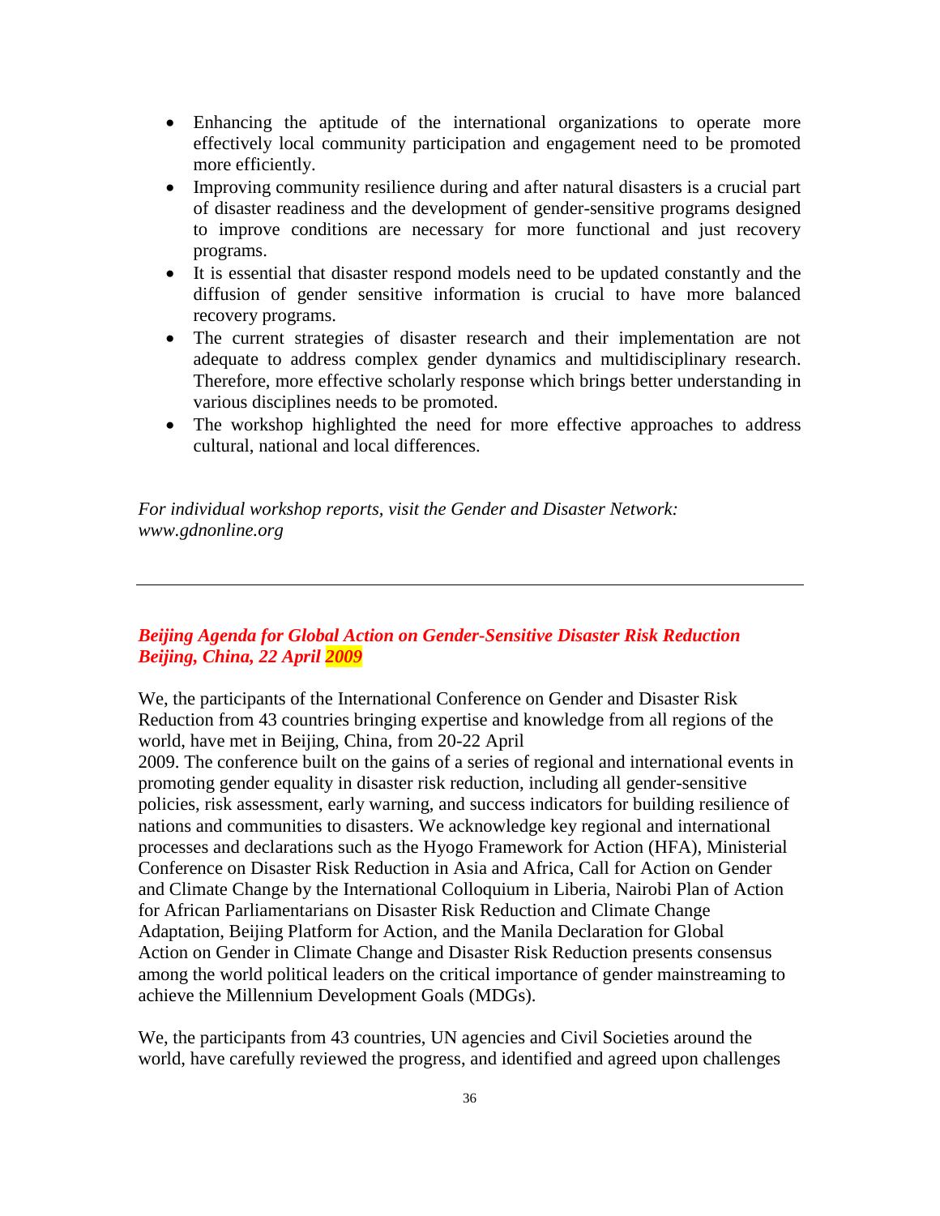- Enhancing the aptitude of the international organizations to operate more effectively local community participation and engagement need to be promoted more efficiently.
- Improving community resilience during and after natural disasters is a crucial part of disaster readiness and the development of gender-sensitive programs designed to improve conditions are necessary for more functional and just recovery programs.
- It is essential that disaster respond models need to be updated constantly and the diffusion of gender sensitive information is crucial to have more balanced recovery programs.
- The current strategies of disaster research and their implementation are not adequate to address complex gender dynamics and multidisciplinary research. Therefore, more effective scholarly response which brings better understanding in various disciplines needs to be promoted.
- The workshop highlighted the need for more effective approaches to address cultural, national and local differences.

*For individual workshop reports, visit the Gender and Disaster Network: www.gdnonline.org*

---

***Beijing Agenda for Global Action on Gender-Sensitive Disaster Risk Reduction Beijing, China, 22 April 2009***

We, the participants of the International Conference on Gender and Disaster Risk Reduction from 43 countries bringing expertise and knowledge from all regions of the world, have met in Beijing, China, from 20-22 April 2009. The conference built on the gains of a series of regional and international events in promoting gender equality in disaster risk reduction, including all gender-sensitive policies, risk assessment, early warning, and success indicators for building resilience of nations and communities to disasters. We acknowledge key regional and international processes and declarations such as the Hyogo Framework for Action (HFA), Ministerial Conference on Disaster Risk Reduction in Asia and Africa, Call for Action on Gender and Climate Change by the International Colloquium in Liberia, Nairobi Plan of Action for African Parliamentarians on Disaster Risk Reduction and Climate Change Adaptation, Beijing Platform for Action, and the Manila Declaration for Global Action on Gender in Climate Change and Disaster Risk Reduction presents consensus among the world political leaders on the critical importance of gender mainstreaming to achieve the Millennium Development Goals (MDGs).

We, the participants from 43 countries, UN agencies and Civil Societies around the world, have carefully reviewed the progress, and identified and agreed upon challenges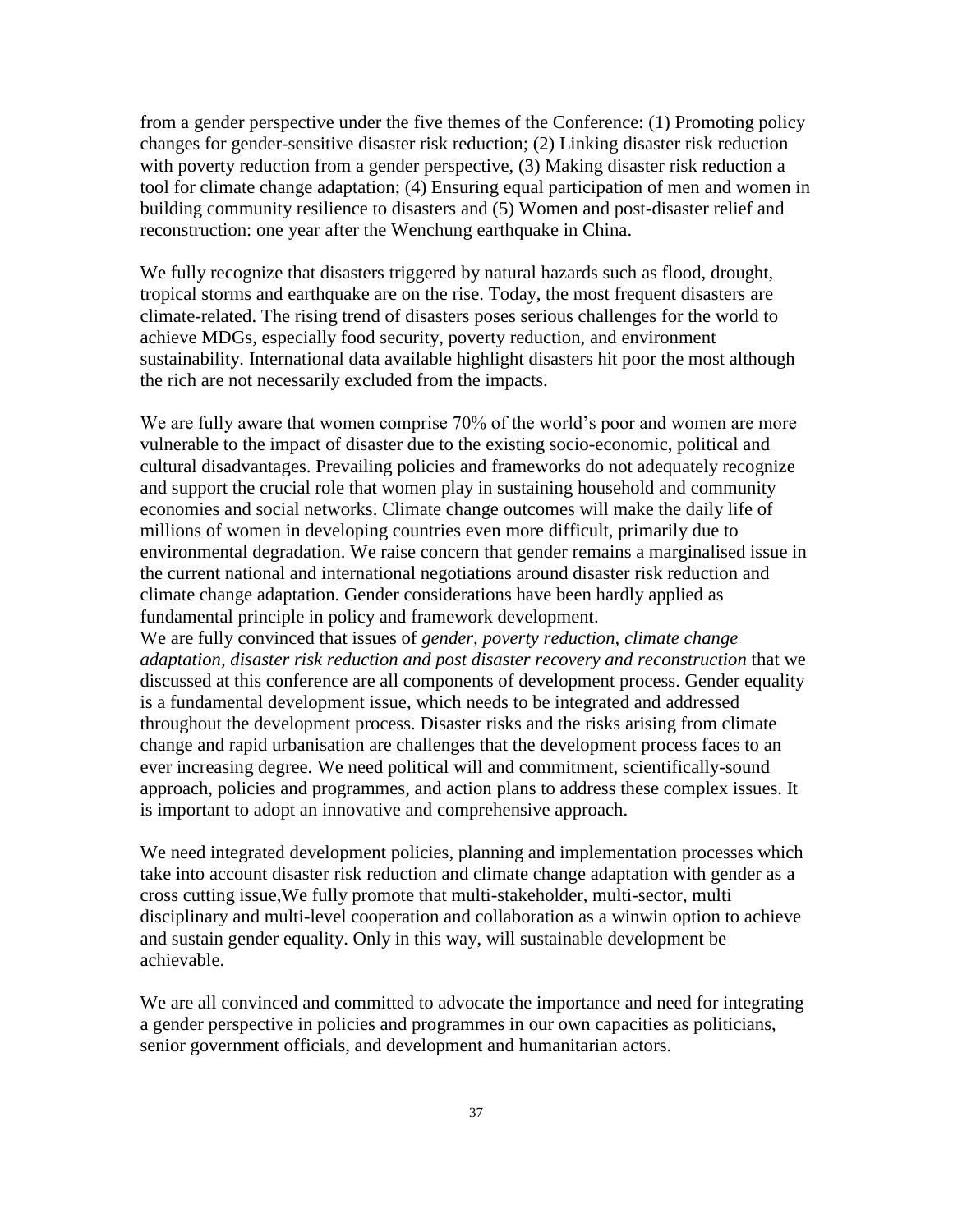from a gender perspective under the five themes of the Conference: (1) Promoting policy changes for gender-sensitive disaster risk reduction; (2) Linking disaster risk reduction with poverty reduction from a gender perspective, (3) Making disaster risk reduction a tool for climate change adaptation; (4) Ensuring equal participation of men and women in building community resilience to disasters and (5) Women and post-disaster relief and reconstruction: one year after the Wenchung earthquake in China.

We fully recognize that disasters triggered by natural hazards such as flood, drought, tropical storms and earthquake are on the rise. Today, the most frequent disasters are climate-related. The rising trend of disasters poses serious challenges for the world to achieve MDGs, especially food security, poverty reduction, and environment sustainability. International data available highlight disasters hit poor the most although the rich are not necessarily excluded from the impacts.

We are fully aware that women comprise 70% of the world's poor and women are more vulnerable to the impact of disaster due to the existing socio-economic, political and cultural disadvantages. Prevailing policies and frameworks do not adequately recognize and support the crucial role that women play in sustaining household and community economies and social networks. Climate change outcomes will make the daily life of millions of women in developing countries even more difficult, primarily due to environmental degradation. We raise concern that gender remains a marginalised issue in the current national and international negotiations around disaster risk reduction and climate change adaptation. Gender considerations have been hardly applied as fundamental principle in policy and framework development.
We are fully convinced that issues of *gender, poverty reduction, climate change adaptation, disaster risk reduction and post disaster recovery and reconstruction* that we discussed at this conference are all components of development process. Gender equality is a fundamental development issue, which needs to be integrated and addressed throughout the development process. Disaster risks and the risks arising from climate change and rapid urbanisation are challenges that the development process faces to an ever increasing degree. We need political will and commitment, scientifically-sound approach, policies and programmes, and action plans to address these complex issues. It is important to adopt an innovative and comprehensive approach.

We need integrated development policies, planning and implementation processes which take into account disaster risk reduction and climate change adaptation with gender as a cross cutting issue,We fully promote that multi-stakeholder, multi-sector, multi disciplinary and multi-level cooperation and collaboration as a winwin option to achieve and sustain gender equality. Only in this way, will sustainable development be achievable.

We are all convinced and committed to advocate the importance and need for integrating a gender perspective in policies and programmes in our own capacities as politicians, senior government officials, and development and humanitarian actors.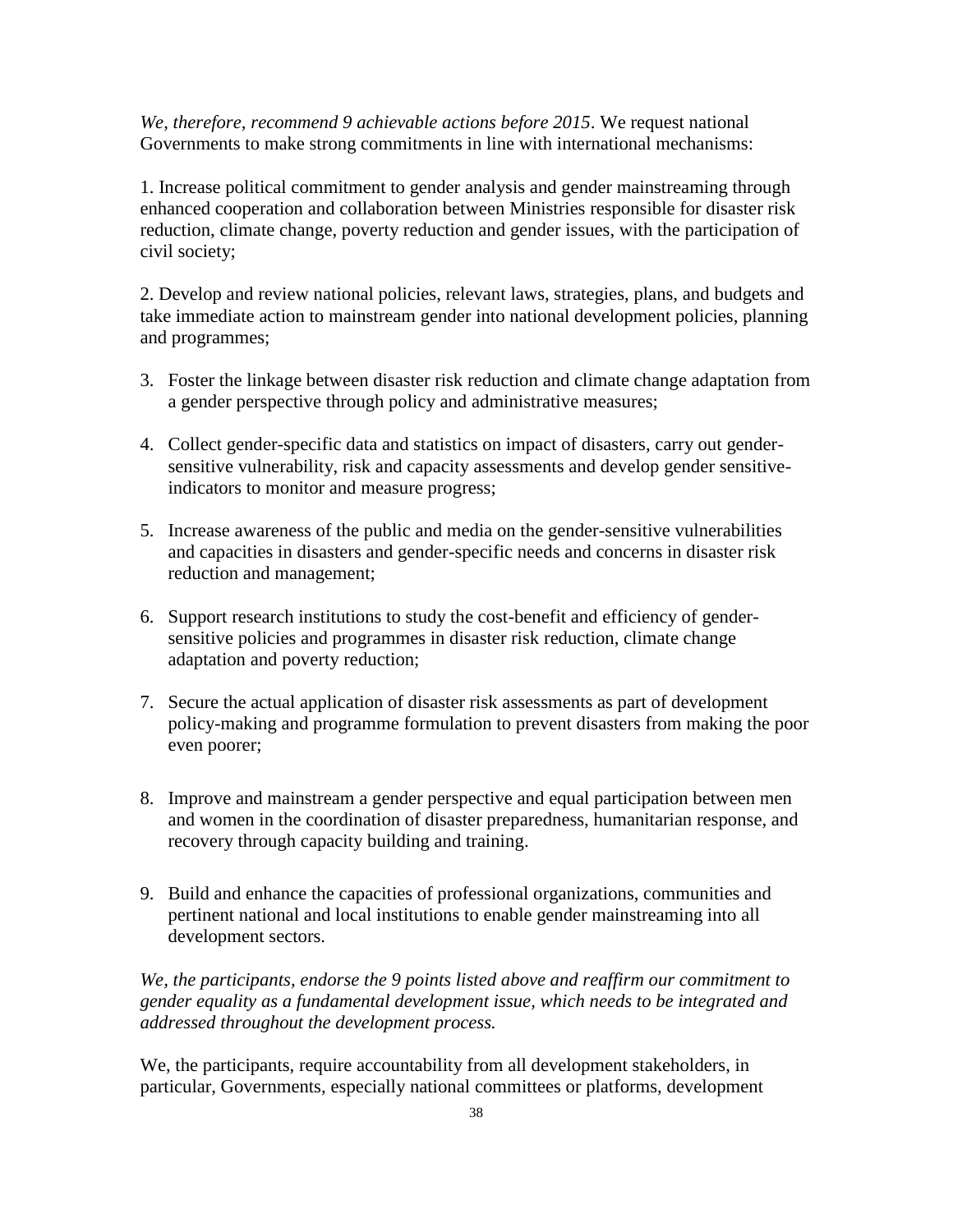*We, therefore, recommend 9 achievable actions before 2015*. We request national Governments to make strong commitments in line with international mechanisms:

1. Increase political commitment to gender analysis and gender mainstreaming through enhanced cooperation and collaboration between Ministries responsible for disaster risk reduction, climate change, poverty reduction and gender issues, with the participation of civil society;

2. Develop and review national policies, relevant laws, strategies, plans, and budgets and take immediate action to mainstream gender into national development policies, planning and programmes;

3. Foster the linkage between disaster risk reduction and climate change adaptation from a gender perspective through policy and administrative measures;

4. Collect gender-specific data and statistics on impact of disasters, carry out gender-sensitive vulnerability, risk and capacity assessments and develop gender sensitive-indicators to monitor and measure progress;

5. Increase awareness of the public and media on the gender-sensitive vulnerabilities and capacities in disasters and gender-specific needs and concerns in disaster risk reduction and management;

6. Support research institutions to study the cost-benefit and efficiency of gender-sensitive policies and programmes in disaster risk reduction, climate change adaptation and poverty reduction;

7. Secure the actual application of disaster risk assessments as part of development policy-making and programme formulation to prevent disasters from making the poor even poorer;

8. Improve and mainstream a gender perspective and equal participation between men and women in the coordination of disaster preparedness, humanitarian response, and recovery through capacity building and training.

9. Build and enhance the capacities of professional organizations, communities and pertinent national and local institutions to enable gender mainstreaming into all development sectors.

*We, the participants, endorse the 9 points listed above and reaffirm our commitment to gender equality as a fundamental development issue, which needs to be integrated and addressed throughout the development process.*

We, the participants, require accountability from all development stakeholders, in particular, Governments, especially national committees or platforms, development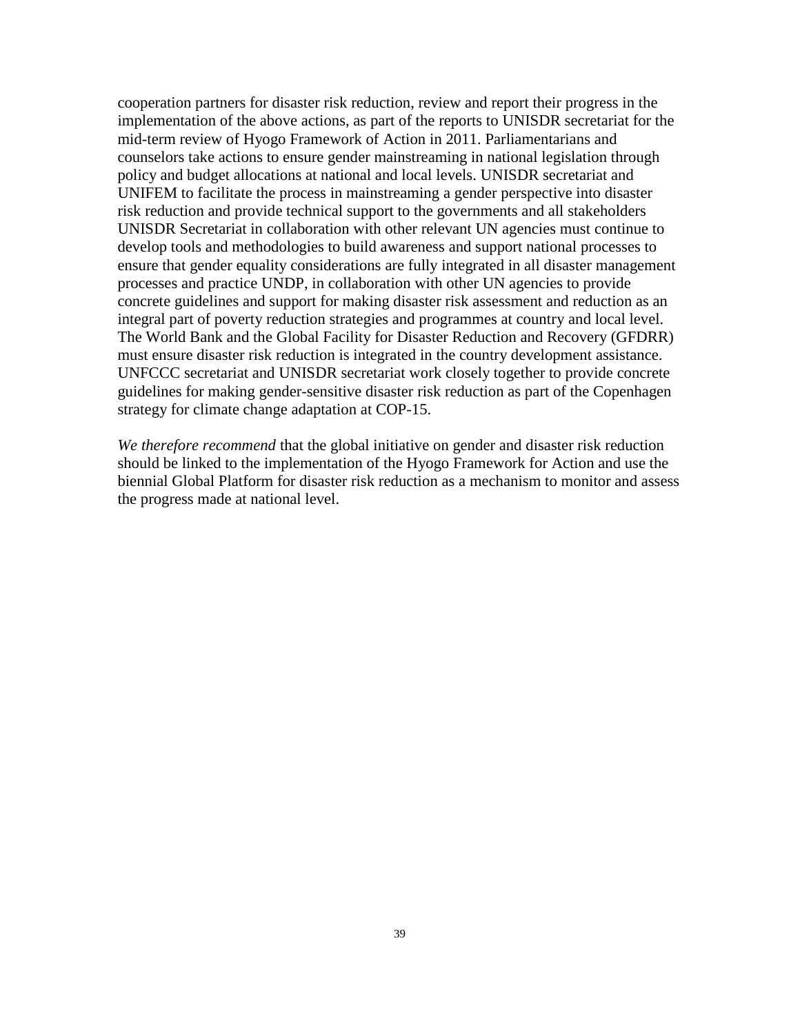cooperation partners for disaster risk reduction, review and report their progress in the implementation of the above actions, as part of the reports to UNISDR secretariat for the mid-term review of Hyogo Framework of Action in 2011. Parliamentarians and counselors take actions to ensure gender mainstreaming in national legislation through policy and budget allocations at national and local levels. UNISDR secretariat and UNIFEM to facilitate the process in mainstreaming a gender perspective into disaster risk reduction and provide technical support to the governments and all stakeholders UNISDR Secretariat in collaboration with other relevant UN agencies must continue to develop tools and methodologies to build awareness and support national processes to ensure that gender equality considerations are fully integrated in all disaster management processes and practice UNDP, in collaboration with other UN agencies to provide concrete guidelines and support for making disaster risk assessment and reduction as an integral part of poverty reduction strategies and programmes at country and local level. The World Bank and the Global Facility for Disaster Reduction and Recovery (GFDRR) must ensure disaster risk reduction is integrated in the country development assistance. UNFCCC secretariat and UNISDR secretariat work closely together to provide concrete guidelines for making gender-sensitive disaster risk reduction as part of the Copenhagen strategy for climate change adaptation at COP-15.

*We therefore recommend* that the global initiative on gender and disaster risk reduction should be linked to the implementation of the Hyogo Framework for Action and use the biennial Global Platform for disaster risk reduction as a mechanism to monitor and assess the progress made at national level.